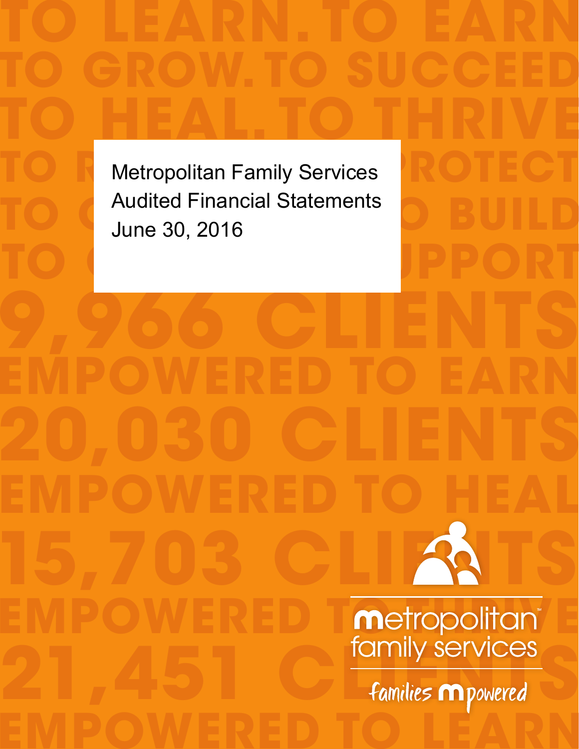# Metropolitan Family Services

## Audited Financial Statements

June 30, 2016

TO LEARN. TO EARN
TO GROW. TO SUCCEED
TO HEAL. TO THRIVE

9,966 CLIENTS
EMPOWERED TO EARN
20,030 CLIENTS
EMPOWERED TO HEAL
15,703 CLIENTS
EMPOWERED TO THRIVE
21,451 CLIENTS
EMPOWERED TO LEARN

metropolitan™ family services

families mpowered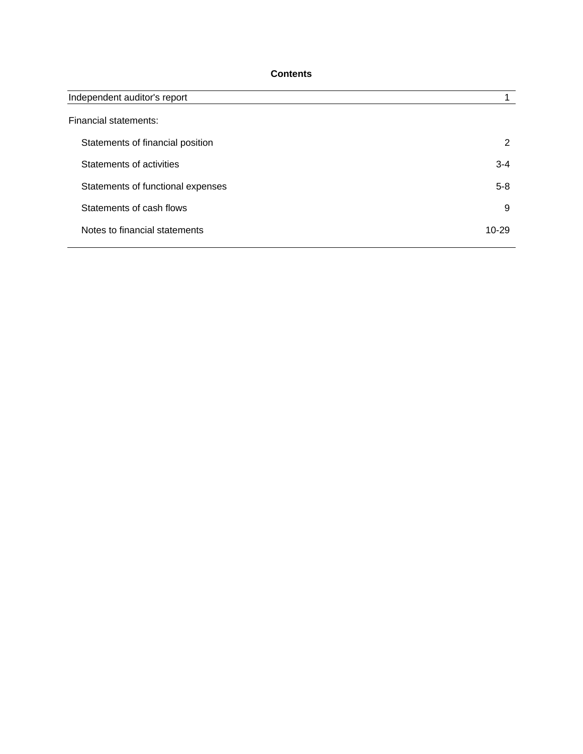# Contents

| | |
|---|---|
| Independent auditor's report | 1 |
| Financial statements: | |
| Statements of financial position | 2 |
| Statements of activities | 3-4 |
| Statements of functional expenses | 5-8 |
| Statements of cash flows | 9 |
| Notes to financial statements | 10-29 |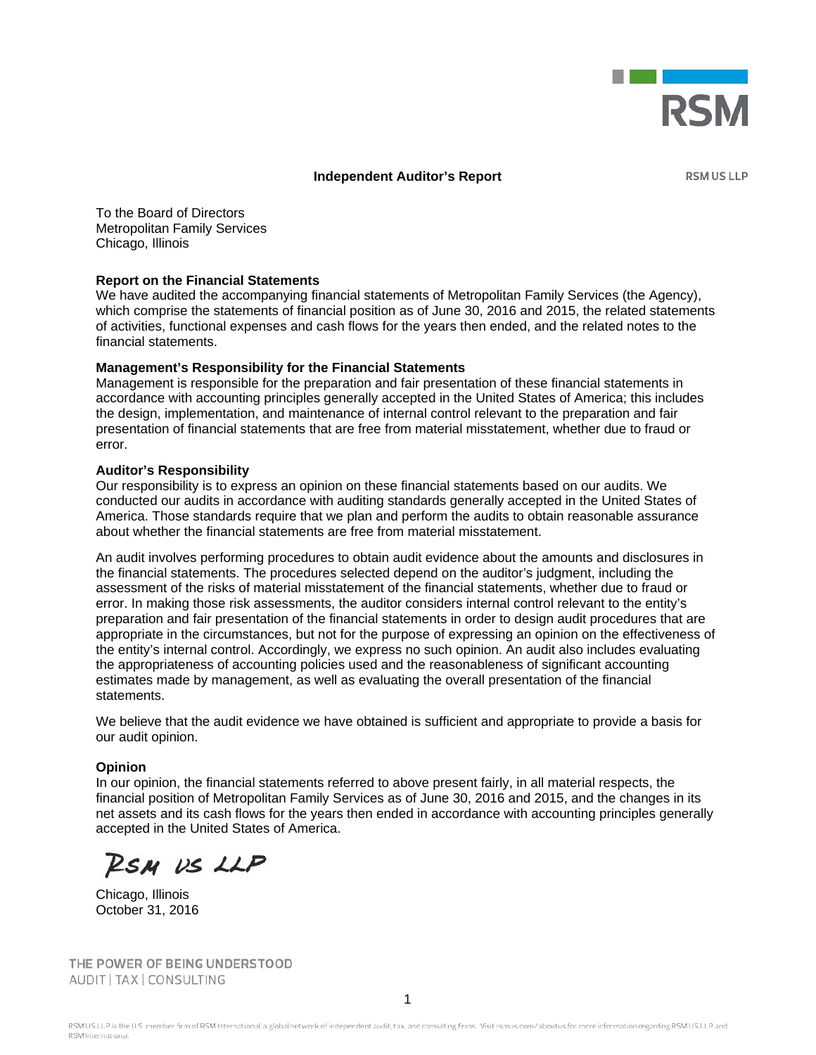RSM

**Independent Auditor's Report**

RSM US LLP

To the Board of Directors
Metropolitan Family Services
Chicago, Illinois

**Report on the Financial Statements**

We have audited the accompanying financial statements of Metropolitan Family Services (the Agency), which comprise the statements of financial position as of June 30, 2016 and 2015, the related statements of activities, functional expenses and cash flows for the years then ended, and the related notes to the financial statements.

**Management's Responsibility for the Financial Statements**

Management is responsible for the preparation and fair presentation of these financial statements in accordance with accounting principles generally accepted in the United States of America; this includes the design, implementation, and maintenance of internal control relevant to the preparation and fair presentation of financial statements that are free from material misstatement, whether due to fraud or error.

**Auditor's Responsibility**

Our responsibility is to express an opinion on these financial statements based on our audits. We conducted our audits in accordance with auditing standards generally accepted in the United States of America. Those standards require that we plan and perform the audits to obtain reasonable assurance about whether the financial statements are free from material misstatement.

An audit involves performing procedures to obtain audit evidence about the amounts and disclosures in the financial statements. The procedures selected depend on the auditor's judgment, including the assessment of the risks of material misstatement of the financial statements, whether due to fraud or error. In making those risk assessments, the auditor considers internal control relevant to the entity's preparation and fair presentation of the financial statements in order to design audit procedures that are appropriate in the circumstances, but not for the purpose of expressing an opinion on the effectiveness of the entity's internal control. Accordingly, we express no such opinion. An audit also includes evaluating the appropriateness of accounting policies used and the reasonableness of significant accounting estimates made by management, as well as evaluating the overall presentation of the financial statements.

We believe that the audit evidence we have obtained is sufficient and appropriate to provide a basis for our audit opinion.

**Opinion**

In our opinion, the financial statements referred to above present fairly, in all material respects, the financial position of Metropolitan Family Services as of June 30, 2016 and 2015, and the changes in its net assets and its cash flows for the years then ended in accordance with accounting principles generally accepted in the United States of America.

RSM US LLP

Chicago, Illinois
October 31, 2016

THE POWER OF BEING UNDERSTOOD
AUDIT | TAX | CONSULTING

RSM US LLP is the U.S. member firm of RSM International, a global network of independent audit, tax, and consulting firms. Visit rsmus.com/aboutus for more information regarding RSM US LLP and RSM International.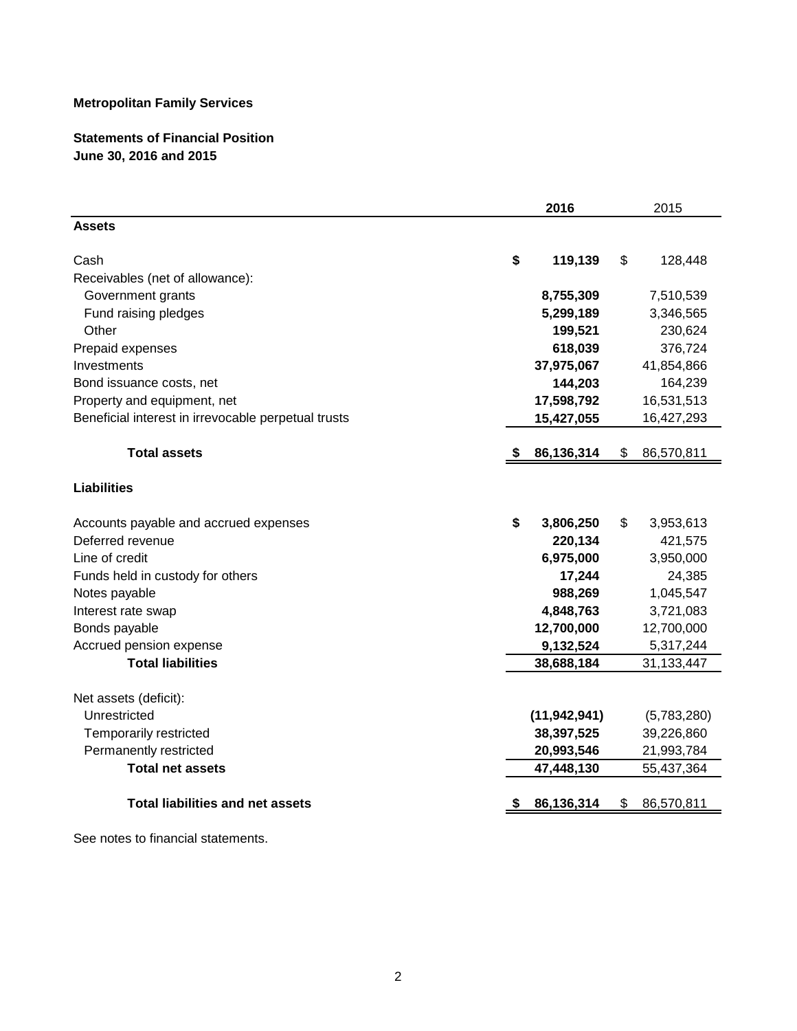**Metropolitan Family Services**

**Statements of Financial Position**
**June 30, 2016 and 2015**

| | **2016** | 2015 |
|---|---|---|
| **Assets** | | |
| Cash | **$ 119,139** | $ 128,448 |
| Receivables (net of allowance): | | |
| Government grants | **8,755,309** | 7,510,539 |
| Fund raising pledges | **5,299,189** | 3,346,565 |
| Other | **199,521** | 230,624 |
| Prepaid expenses | **618,039** | 376,724 |
| Investments | **37,975,067** | 41,854,866 |
| Bond issuance costs, net | **144,203** | 164,239 |
| Property and equipment, net | **17,598,792** | 16,531,513 |
| Beneficial interest in irrevocable perpetual trusts | **15,427,055** | 16,427,293 |
| **Total assets** | **$ 86,136,314** | $ 86,570,811 |
| **Liabilities** | | |
| Accounts payable and accrued expenses | **$ 3,806,250** | $ 3,953,613 |
| Deferred revenue | **220,134** | 421,575 |
| Line of credit | **6,975,000** | 3,950,000 |
| Funds held in custody for others | **17,244** | 24,385 |
| Notes payable | **988,269** | 1,045,547 |
| Interest rate swap | **4,848,763** | 3,721,083 |
| Bonds payable | **12,700,000** | 12,700,000 |
| Accrued pension expense | **9,132,524** | 5,317,244 |
| **Total liabilities** | **38,688,184** | 31,133,447 |
| Net assets (deficit): | | |
| Unrestricted | **(11,942,941)** | (5,783,280) |
| Temporarily restricted | **38,397,525** | 39,226,860 |
| Permanently restricted | **20,993,546** | 21,993,784 |
| **Total net assets** | **47,448,130** | 55,437,364 |
| **Total liabilities and net assets** | **$ 86,136,314** | $ 86,570,811 |

See notes to financial statements.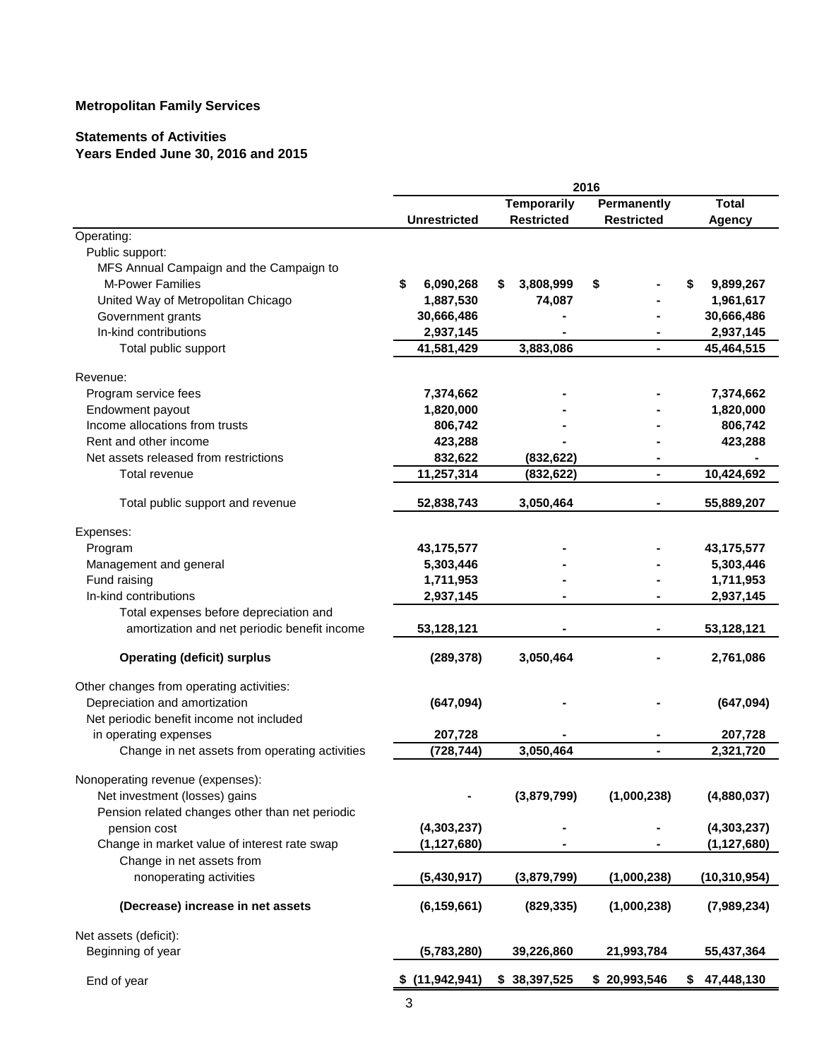**Metropolitan Family Services**

**Statements of Activities**
**Years Ended June 30, 2016 and 2015**

| | 2016 | | | |
|---|---|---|---|---|
| | **Unrestricted** | **Temporarily Restricted** | **Permanently Restricted** | **Total Agency** |
| Operating: | | | | |
| Public support: | | | | |
| MFS Annual Campaign and the Campaign to M-Power Families | $ 6,090,268 | $ 3,808,999 | $ - | $ 9,899,267 |
| United Way of Metropolitan Chicago | 1,887,530 | 74,087 | - | 1,961,617 |
| Government grants | 30,666,486 | - | - | 30,666,486 |
| In-kind contributions | 2,937,145 | - | - | 2,937,145 |
| Total public support | 41,581,429 | 3,883,086 | - | 45,464,515 |
| Revenue: | | | | |
| Program service fees | 7,374,662 | - | - | 7,374,662 |
| Endowment payout | 1,820,000 | - | - | 1,820,000 |
| Income allocations from trusts | 806,742 | - | - | 806,742 |
| Rent and other income | 423,288 | - | - | 423,288 |
| Net assets released from restrictions | 832,622 | (832,622) | - | - |
| Total revenue | 11,257,314 | (832,622) | - | 10,424,692 |
| Total public support and revenue | 52,838,743 | 3,050,464 | - | 55,889,207 |
| Expenses: | | | | |
| Program | 43,175,577 | - | - | 43,175,577 |
| Management and general | 5,303,446 | - | - | 5,303,446 |
| Fund raising | 1,711,953 | - | - | 1,711,953 |
| In-kind contributions | 2,937,145 | - | - | 2,937,145 |
| Total expenses before depreciation and amortization and net periodic benefit income | 53,128,121 | - | - | 53,128,121 |
| **Operating (deficit) surplus** | (289,378) | 3,050,464 | - | 2,761,086 |
| Other changes from operating activities: | | | | |
| Depreciation and amortization | (647,094) | - | - | (647,094) |
| Net periodic benefit income not included in operating expenses | 207,728 | - | - | 207,728 |
| Change in net assets from operating activities | (728,744) | 3,050,464 | - | 2,321,720 |
| Nonoperating revenue (expenses): | | | | |
| Net investment (losses) gains | - | (3,879,799) | (1,000,238) | (4,880,037) |
| Pension related changes other than net periodic pension cost | (4,303,237) | - | - | (4,303,237) |
| Change in market value of interest rate swap | (1,127,680) | - | - | (1,127,680) |
| Change in net assets from nonoperating activities | (5,430,917) | (3,879,799) | (1,000,238) | (10,310,954) |
| **(Decrease) increase in net assets** | (6,159,661) | (829,335) | (1,000,238) | (7,989,234) |
| Net assets (deficit): | | | | |
| Beginning of year | (5,783,280) | 39,226,860 | 21,993,784 | 55,437,364 |
| End of year | $ (11,942,941) | $ 38,397,525 | $ 20,993,546 | $ 47,448,130 |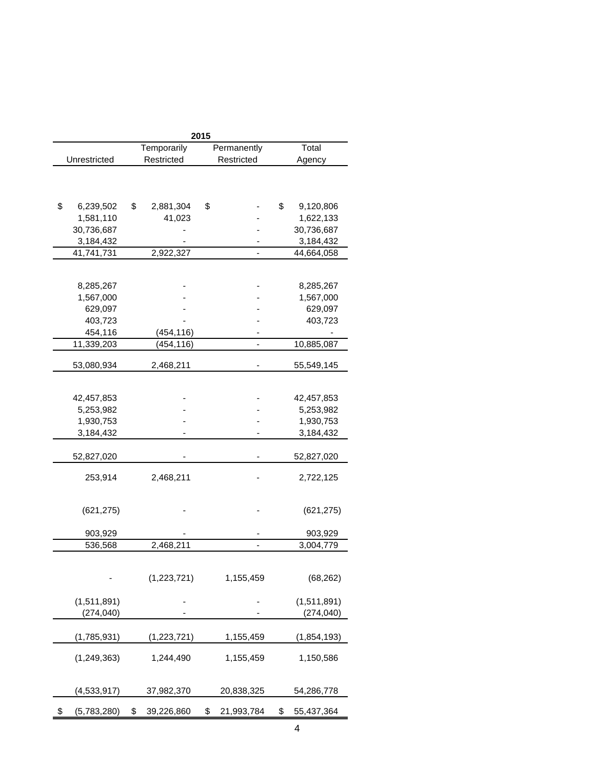| 2015 | | | |
|---|---|---|---|
| Unrestricted | Temporarily Restricted | Permanently Restricted | Total Agency |
| | | | |
| $ 6,239,502 | $ 2,881,304 | $ - | $ 9,120,806 |
| 1,581,110 | 41,023 | - | 1,622,133 |
| 30,736,687 | - | - | 30,736,687 |
| 3,184,432 | - | - | 3,184,432 |
| 41,741,731 | 2,922,327 | - | 44,664,058 |
| | | | |
| 8,285,267 | - | - | 8,285,267 |
| 1,567,000 | - | - | 1,567,000 |
| 629,097 | - | - | 629,097 |
| 403,723 | - | - | 403,723 |
| 454,116 | (454,116) | - | - |
| 11,339,203 | (454,116) | - | 10,885,087 |
| 53,080,934 | 2,468,211 | - | 55,549,145 |
| | | | |
| 42,457,853 | - | - | 42,457,853 |
| 5,253,982 | - | - | 5,253,982 |
| 1,930,753 | - | - | 1,930,753 |
| 3,184,432 | - | - | 3,184,432 |
| 52,827,020 | - | - | 52,827,020 |
| 253,914 | 2,468,211 | - | 2,722,125 |
| (621,275) | - | - | (621,275) |
| 903,929 | - | - | 903,929 |
| 536,568 | 2,468,211 | - | 3,004,779 |
| | | | |
| - | (1,223,721) | 1,155,459 | (68,262) |
| (1,511,891) | - | - | (1,511,891) |
| (274,040) | - | - | (274,040) |
| (1,785,931) | (1,223,721) | 1,155,459 | (1,854,193) |
| (1,249,363) | 1,244,490 | 1,155,459 | 1,150,586 |
| (4,533,917) | 37,982,370 | 20,838,325 | 54,286,778 |
| $ (5,783,280) | $ 39,226,860 | $ 21,993,784 | $ 55,437,364 |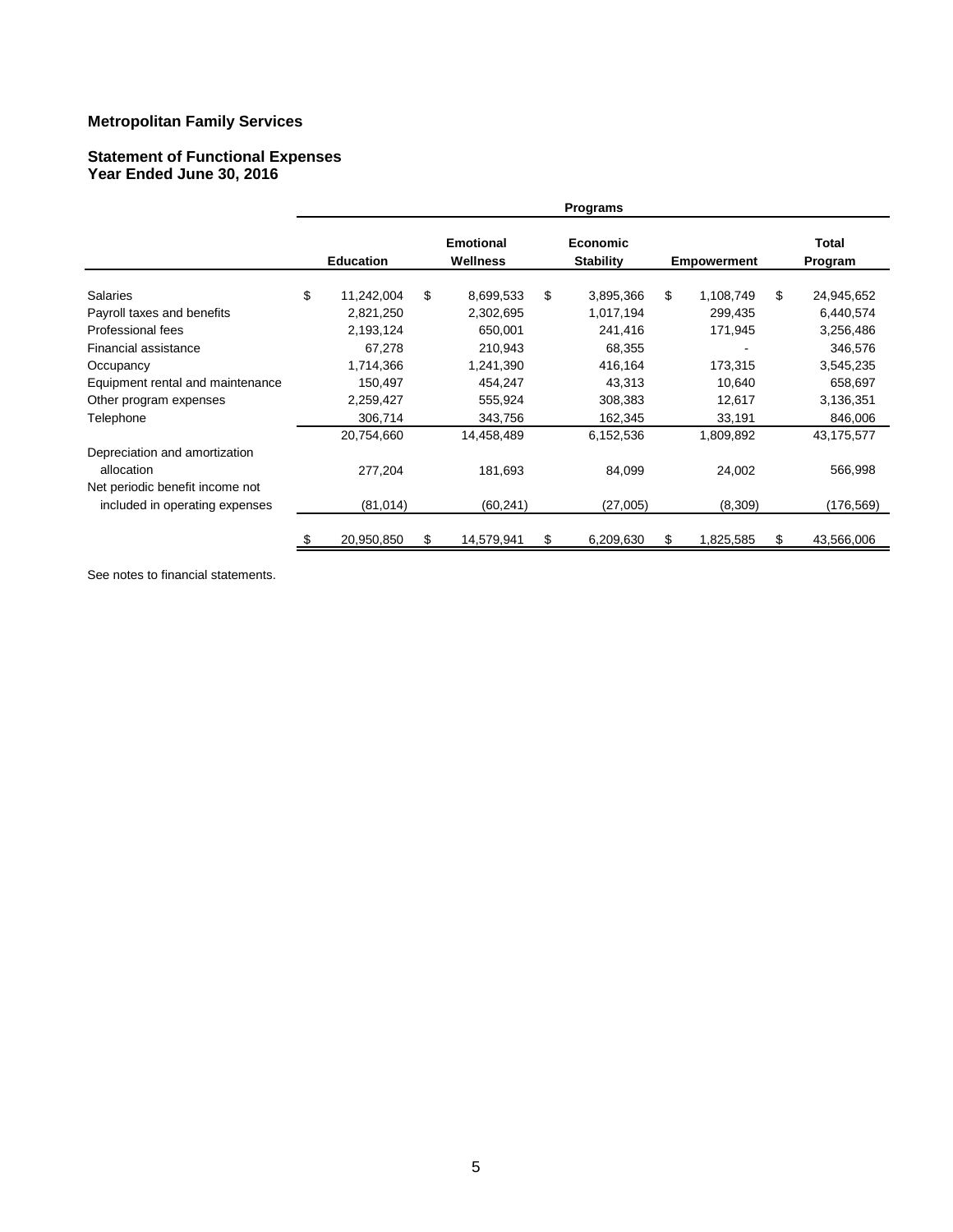# Metropolitan Family Services

## Statement of Functional Expenses
## Year Ended June 30, 2016

| | Programs | | | | |
|---|---|---|---|---|---|
| | Education | Emotional Wellness | Economic Stability | Empowerment | Total Program |
| Salaries | $ 11,242,004 | $ 8,699,533 | $ 3,895,366 | $ 1,108,749 | $ 24,945,652 |
| Payroll taxes and benefits | 2,821,250 | 2,302,695 | 1,017,194 | 299,435 | 6,440,574 |
| Professional fees | 2,193,124 | 650,001 | 241,416 | 171,945 | 3,256,486 |
| Financial assistance | 67,278 | 210,943 | 68,355 | - | 346,576 |
| Occupancy | 1,714,366 | 1,241,390 | 416,164 | 173,315 | 3,545,235 |
| Equipment rental and maintenance | 150,497 | 454,247 | 43,313 | 10,640 | 658,697 |
| Other program expenses | 2,259,427 | 555,924 | 308,383 | 12,617 | 3,136,351 |
| Telephone | 306,714 | 343,756 | 162,345 | 33,191 | 846,006 |
| | 20,754,660 | 14,458,489 | 6,152,536 | 1,809,892 | 43,175,577 |
| Depreciation and amortization allocation | 277,204 | 181,693 | 84,099 | 24,002 | 566,998 |
| Net periodic benefit income not included in operating expenses | (81,014) | (60,241) | (27,005) | (8,309) | (176,569) |
| | $ 20,950,850 | $ 14,579,941 | $ 6,209,630 | $ 1,825,585 | $ 43,566,006 |

See notes to financial statements.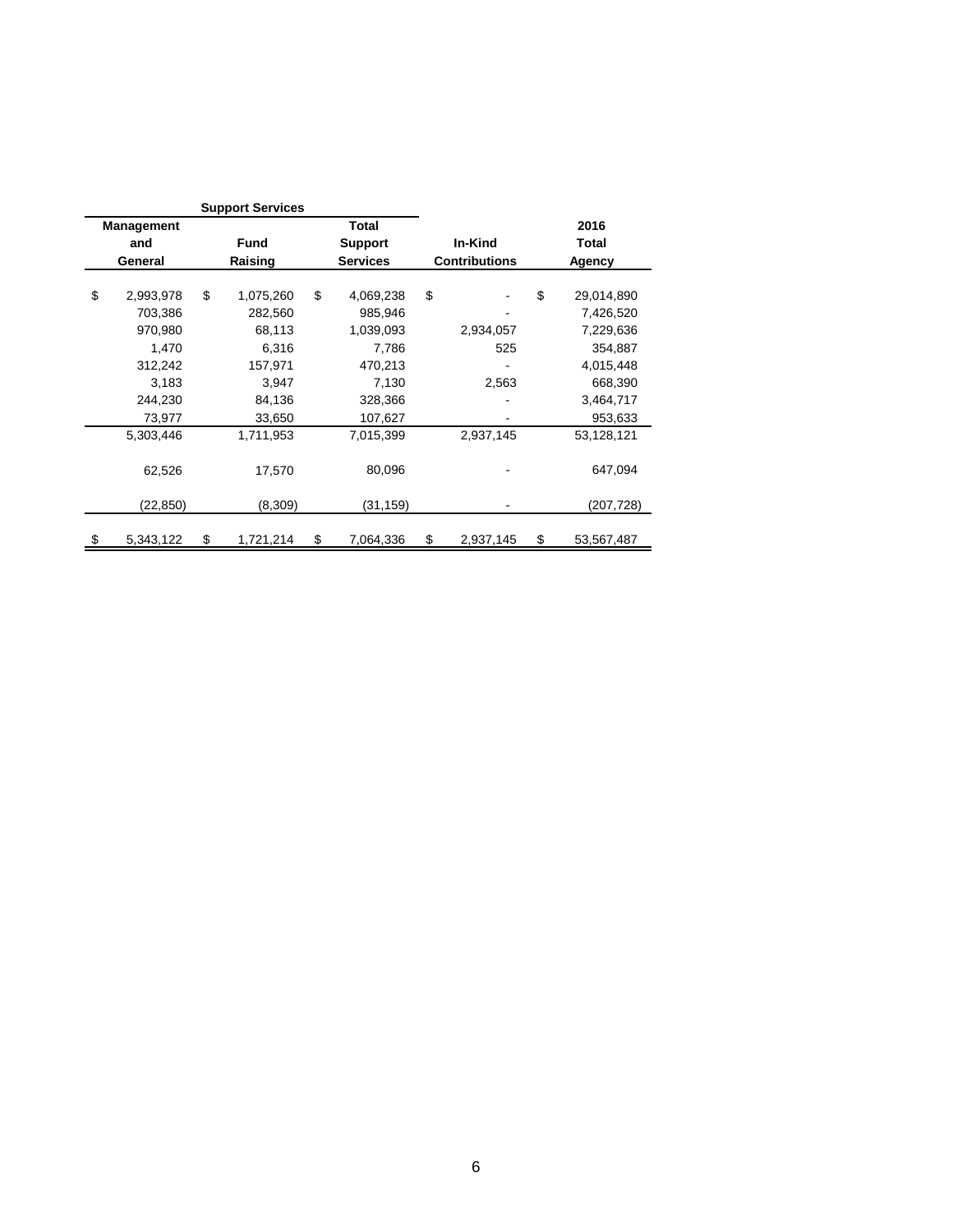| Support Services | | | | |
|---|---|---|---|---|
| Management and General | Fund Raising | Total Support Services | In-Kind Contributions | 2016 Total Agency |
| $ 2,993,978 | $ 1,075,260 | $ 4,069,238 | $ - | $ 29,014,890 |
| 703,386 | 282,560 | 985,946 | - | 7,426,520 |
| 970,980 | 68,113 | 1,039,093 | 2,934,057 | 7,229,636 |
| 1,470 | 6,316 | 7,786 | 525 | 354,887 |
| 312,242 | 157,971 | 470,213 | - | 4,015,448 |
| 3,183 | 3,947 | 7,130 | 2,563 | 668,390 |
| 244,230 | 84,136 | 328,366 | - | 3,464,717 |
| 73,977 | 33,650 | 107,627 | - | 953,633 |
| 5,303,446 | 1,711,953 | 7,015,399 | 2,937,145 | 53,128,121 |
| 62,526 | 17,570 | 80,096 | - | 647,094 |
| (22,850) | (8,309) | (31,159) | - | (207,728) |
| $ 5,343,122 | $ 1,721,214 | $ 7,064,336 | $ 2,937,145 | $ 53,567,487 |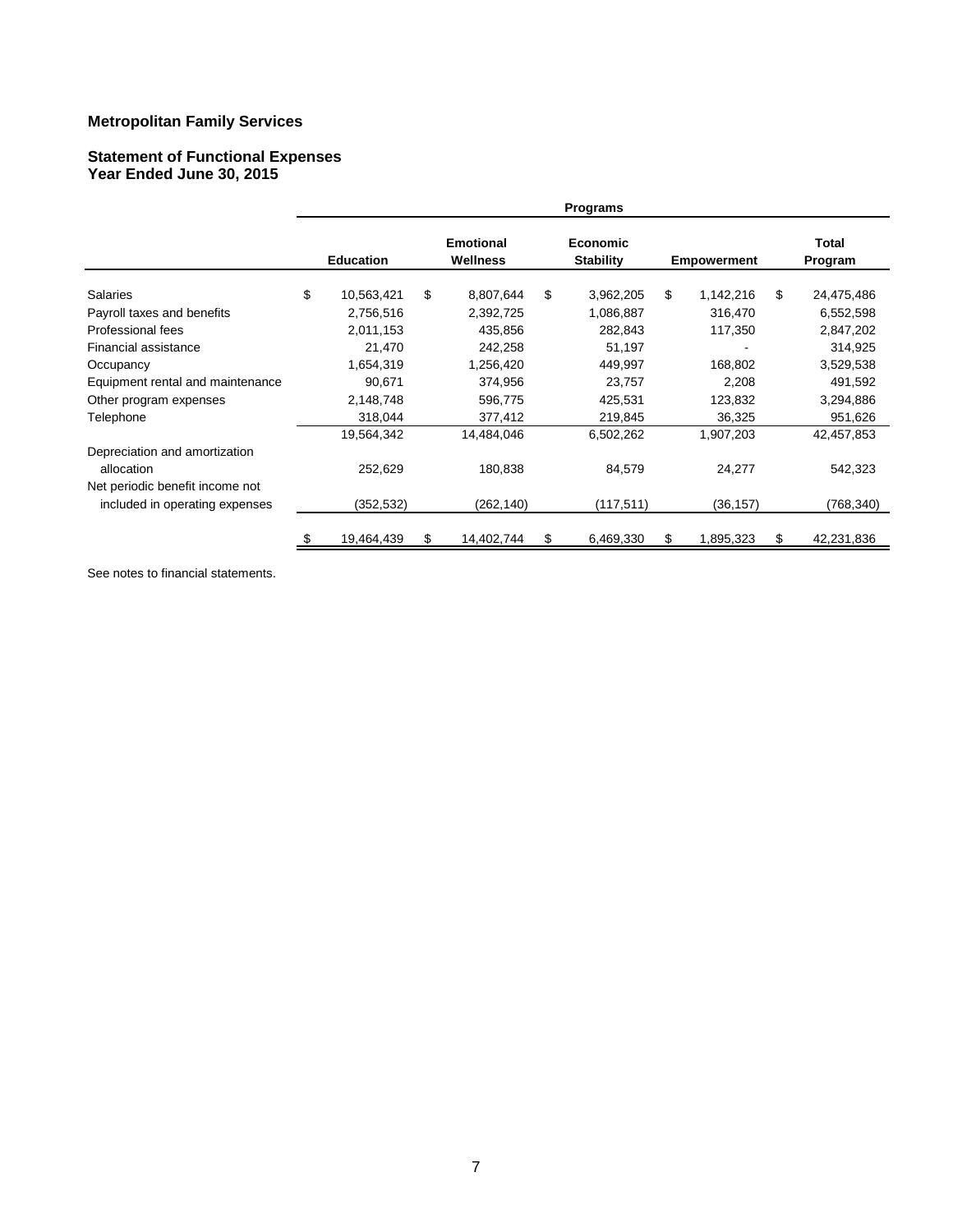## Metropolitan Family Services

### Statement of Functional Expenses
### Year Ended June 30, 2015

| | Programs | | | | |
|---|---|---|---|---|---|
| | Education | Emotional Wellness | Economic Stability | Empowerment | Total Program |
| Salaries | $ 10,563,421 | $ 8,807,644 | $ 3,962,205 | $ 1,142,216 | $ 24,475,486 |
| Payroll taxes and benefits | 2,756,516 | 2,392,725 | 1,086,887 | 316,470 | 6,552,598 |
| Professional fees | 2,011,153 | 435,856 | 282,843 | 117,350 | 2,847,202 |
| Financial assistance | 21,470 | 242,258 | 51,197 | - | 314,925 |
| Occupancy | 1,654,319 | 1,256,420 | 449,997 | 168,802 | 3,529,538 |
| Equipment rental and maintenance | 90,671 | 374,956 | 23,757 | 2,208 | 491,592 |
| Other program expenses | 2,148,748 | 596,775 | 425,531 | 123,832 | 3,294,886 |
| Telephone | 318,044 | 377,412 | 219,845 | 36,325 | 951,626 |
| | 19,564,342 | 14,484,046 | 6,502,262 | 1,907,203 | 42,457,853 |
| Depreciation and amortization allocation | 252,629 | 180,838 | 84,579 | 24,277 | 542,323 |
| Net periodic benefit income not included in operating expenses | (352,532) | (262,140) | (117,511) | (36,157) | (768,340) |
| | $ 19,464,439 | $ 14,402,744 | $ 6,469,330 | $ 1,895,323 | $ 42,231,836 |

See notes to financial statements.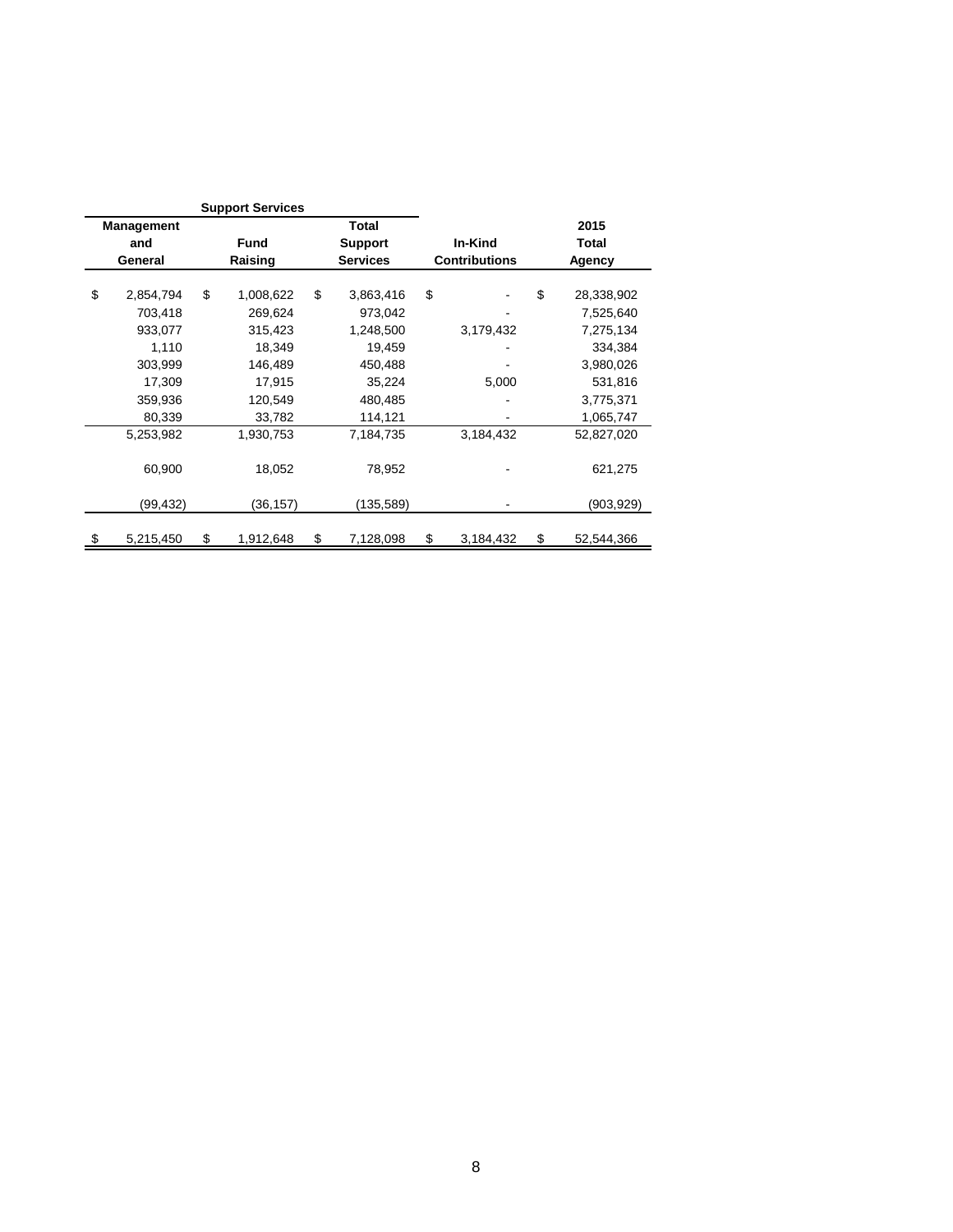| Support Services | | | | |
|---|---|---|---|---|
| Management and General | Fund Raising | Total Support Services | In-Kind Contributions | 2015 Total Agency |
| $ 2,854,794 | $ 1,008,622 | $ 3,863,416 | $ - | $ 28,338,902 |
| 703,418 | 269,624 | 973,042 | - | 7,525,640 |
| 933,077 | 315,423 | 1,248,500 | 3,179,432 | 7,275,134 |
| 1,110 | 18,349 | 19,459 | - | 334,384 |
| 303,999 | 146,489 | 450,488 | - | 3,980,026 |
| 17,309 | 17,915 | 35,224 | 5,000 | 531,816 |
| 359,936 | 120,549 | 480,485 | - | 3,775,371 |
| 80,339 | 33,782 | 114,121 | - | 1,065,747 |
| 5,253,982 | 1,930,753 | 7,184,735 | 3,184,432 | 52,827,020 |
| 60,900 | 18,052 | 78,952 | - | 621,275 |
| (99,432) | (36,157) | (135,589) | - | (903,929) |
| $ 5,215,450 | $ 1,912,648 | $ 7,128,098 | $ 3,184,432 | $ 52,544,366 |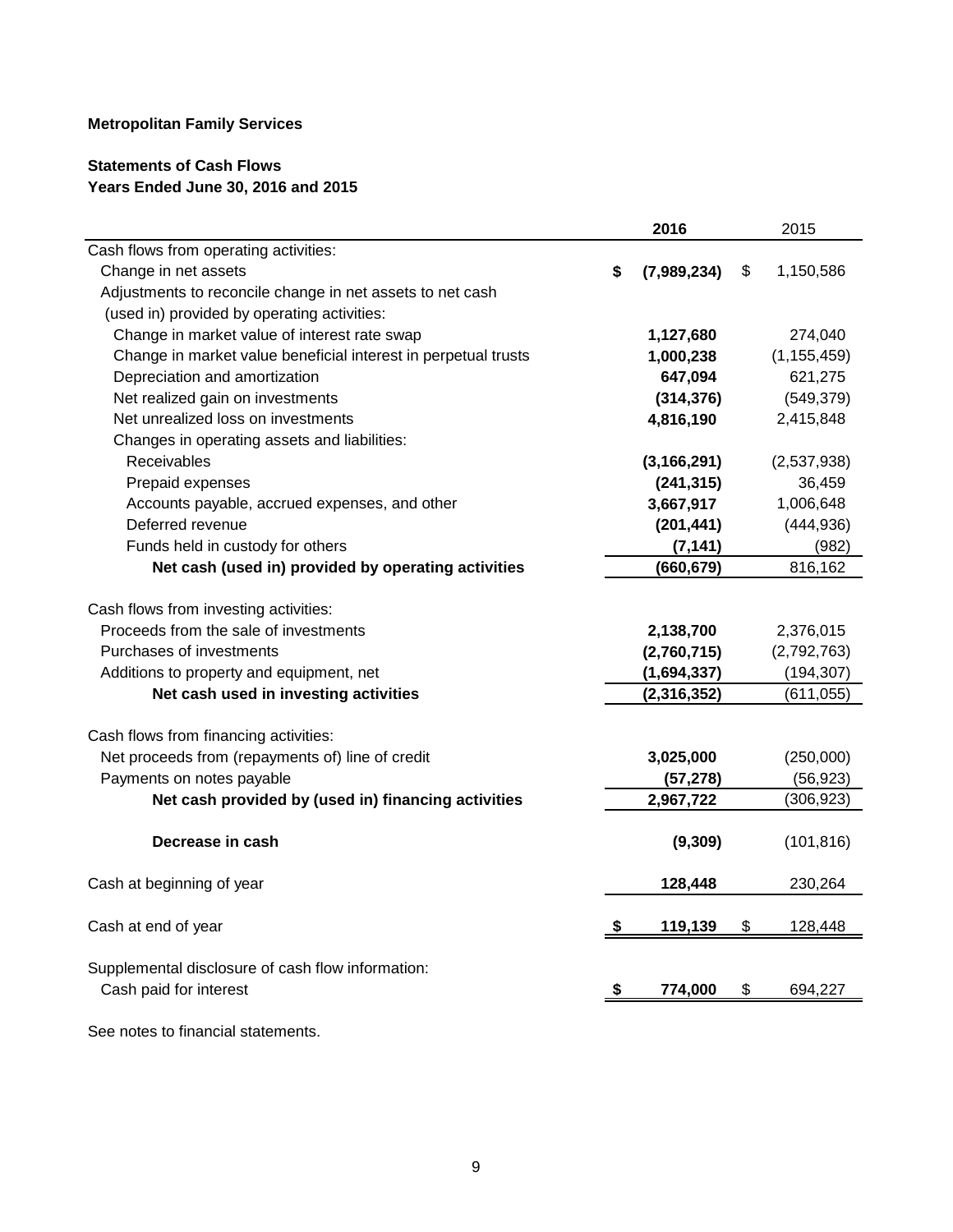**Metropolitan Family Services**

**Statements of Cash Flows**
**Years Ended June 30, 2016 and 2015**

| | **2016** | 2015 |
|---|---|---|
| Cash flows from operating activities: | | |
| Change in net assets | **$ (7,989,234)** | $ 1,150,586 |
| Adjustments to reconcile change in net assets to net cash (used in) provided by operating activities: | | |
| Change in market value of interest rate swap | **1,127,680** | 274,040 |
| Change in market value beneficial interest in perpetual trusts | **1,000,238** | (1,155,459) |
| Depreciation and amortization | **647,094** | 621,275 |
| Net realized gain on investments | **(314,376)** | (549,379) |
| Net unrealized loss on investments | **4,816,190** | 2,415,848 |
| Changes in operating assets and liabilities: | | |
| Receivables | **(3,166,291)** | (2,537,938) |
| Prepaid expenses | **(241,315)** | 36,459 |
| Accounts payable, accrued expenses, and other | **3,667,917** | 1,006,648 |
| Deferred revenue | **(201,441)** | (444,936) |
| Funds held in custody for others | **(7,141)** | (982) |
| **Net cash (used in) provided by operating activities** | **(660,679)** | 816,162 |
| Cash flows from investing activities: | | |
| Proceeds from the sale of investments | **2,138,700** | 2,376,015 |
| Purchases of investments | **(2,760,715)** | (2,792,763) |
| Additions to property and equipment, net | **(1,694,337)** | (194,307) |
| **Net cash used in investing activities** | **(2,316,352)** | (611,055) |
| Cash flows from financing activities: | | |
| Net proceeds from (repayments of) line of credit | **3,025,000** | (250,000) |
| Payments on notes payable | **(57,278)** | (56,923) |
| **Net cash provided by (used in) financing activities** | **2,967,722** | (306,923) |
| **Decrease in cash** | **(9,309)** | (101,816) |
| Cash at beginning of year | **128,448** | 230,264 |
| Cash at end of year | **$ 119,139** | $ 128,448 |
| Supplemental disclosure of cash flow information: | | |
| Cash paid for interest | **$ 774,000** | $ 694,227 |

See notes to financial statements.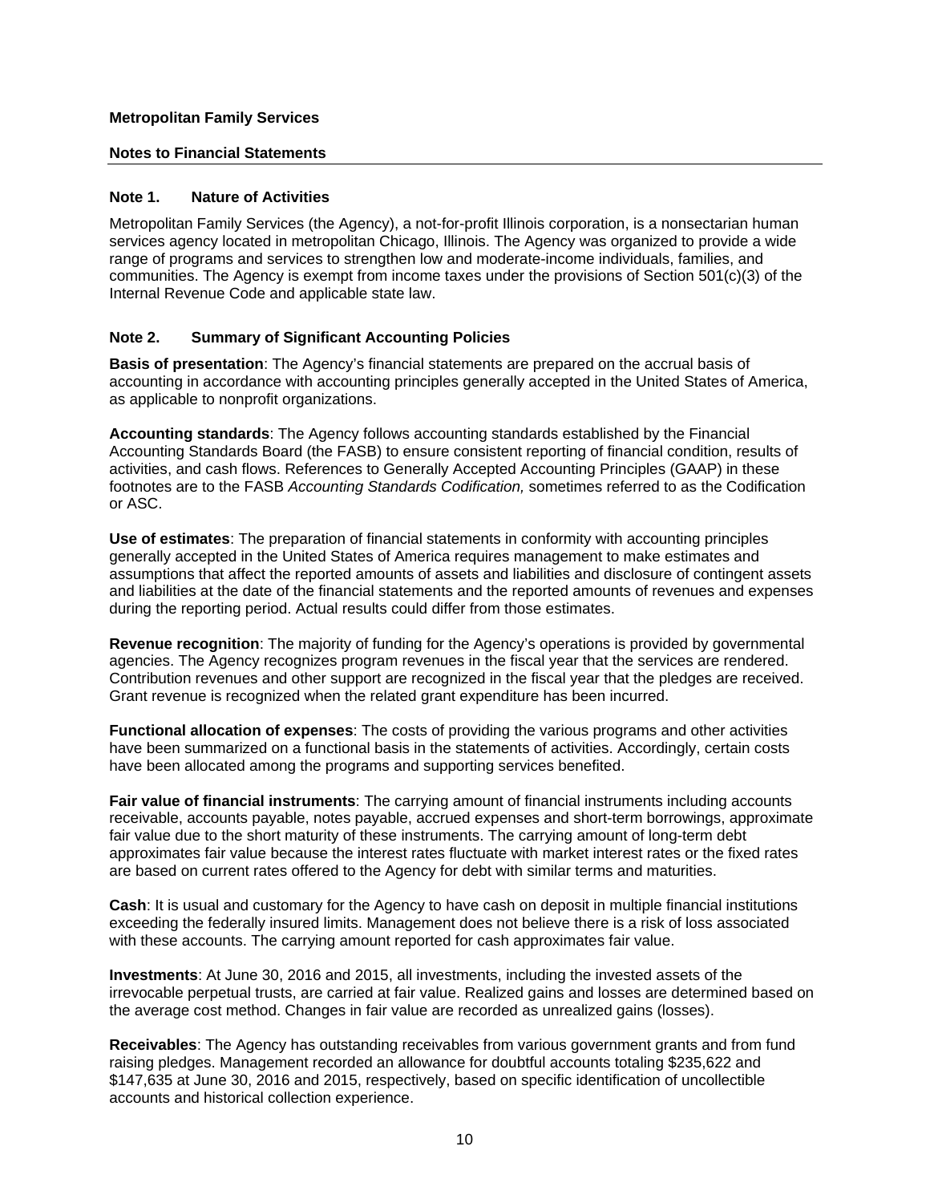**Metropolitan Family Services**

**Notes to Financial Statements**

---

### Note 1. Nature of Activities

Metropolitan Family Services (the Agency), a not-for-profit Illinois corporation, is a nonsectarian human services agency located in metropolitan Chicago, Illinois. The Agency was organized to provide a wide range of programs and services to strengthen low and moderate-income individuals, families, and communities. The Agency is exempt from income taxes under the provisions of Section 501(c)(3) of the Internal Revenue Code and applicable state law.

### Note 2. Summary of Significant Accounting Policies

**Basis of presentation**: The Agency's financial statements are prepared on the accrual basis of accounting in accordance with accounting principles generally accepted in the United States of America, as applicable to nonprofit organizations.

**Accounting standards**: The Agency follows accounting standards established by the Financial Accounting Standards Board (the FASB) to ensure consistent reporting of financial condition, results of activities, and cash flows. References to Generally Accepted Accounting Principles (GAAP) in these footnotes are to the FASB *Accounting Standards Codification,* sometimes referred to as the Codification or ASC.

**Use of estimates**: The preparation of financial statements in conformity with accounting principles generally accepted in the United States of America requires management to make estimates and assumptions that affect the reported amounts of assets and liabilities and disclosure of contingent assets and liabilities at the date of the financial statements and the reported amounts of revenues and expenses during the reporting period. Actual results could differ from those estimates.

**Revenue recognition**: The majority of funding for the Agency's operations is provided by governmental agencies. The Agency recognizes program revenues in the fiscal year that the services are rendered. Contribution revenues and other support are recognized in the fiscal year that the pledges are received. Grant revenue is recognized when the related grant expenditure has been incurred.

**Functional allocation of expenses**: The costs of providing the various programs and other activities have been summarized on a functional basis in the statements of activities. Accordingly, certain costs have been allocated among the programs and supporting services benefited.

**Fair value of financial instruments**: The carrying amount of financial instruments including accounts receivable, accounts payable, notes payable, accrued expenses and short-term borrowings, approximate fair value due to the short maturity of these instruments. The carrying amount of long-term debt approximates fair value because the interest rates fluctuate with market interest rates or the fixed rates are based on current rates offered to the Agency for debt with similar terms and maturities.

**Cash**: It is usual and customary for the Agency to have cash on deposit in multiple financial institutions exceeding the federally insured limits. Management does not believe there is a risk of loss associated with these accounts. The carrying amount reported for cash approximates fair value.

**Investments**: At June 30, 2016 and 2015, all investments, including the invested assets of the irrevocable perpetual trusts, are carried at fair value. Realized gains and losses are determined based on the average cost method. Changes in fair value are recorded as unrealized gains (losses).

**Receivables**: The Agency has outstanding receivables from various government grants and from fund raising pledges. Management recorded an allowance for doubtful accounts totaling $235,622 and $147,635 at June 30, 2016 and 2015, respectively, based on specific identification of uncollectible accounts and historical collection experience.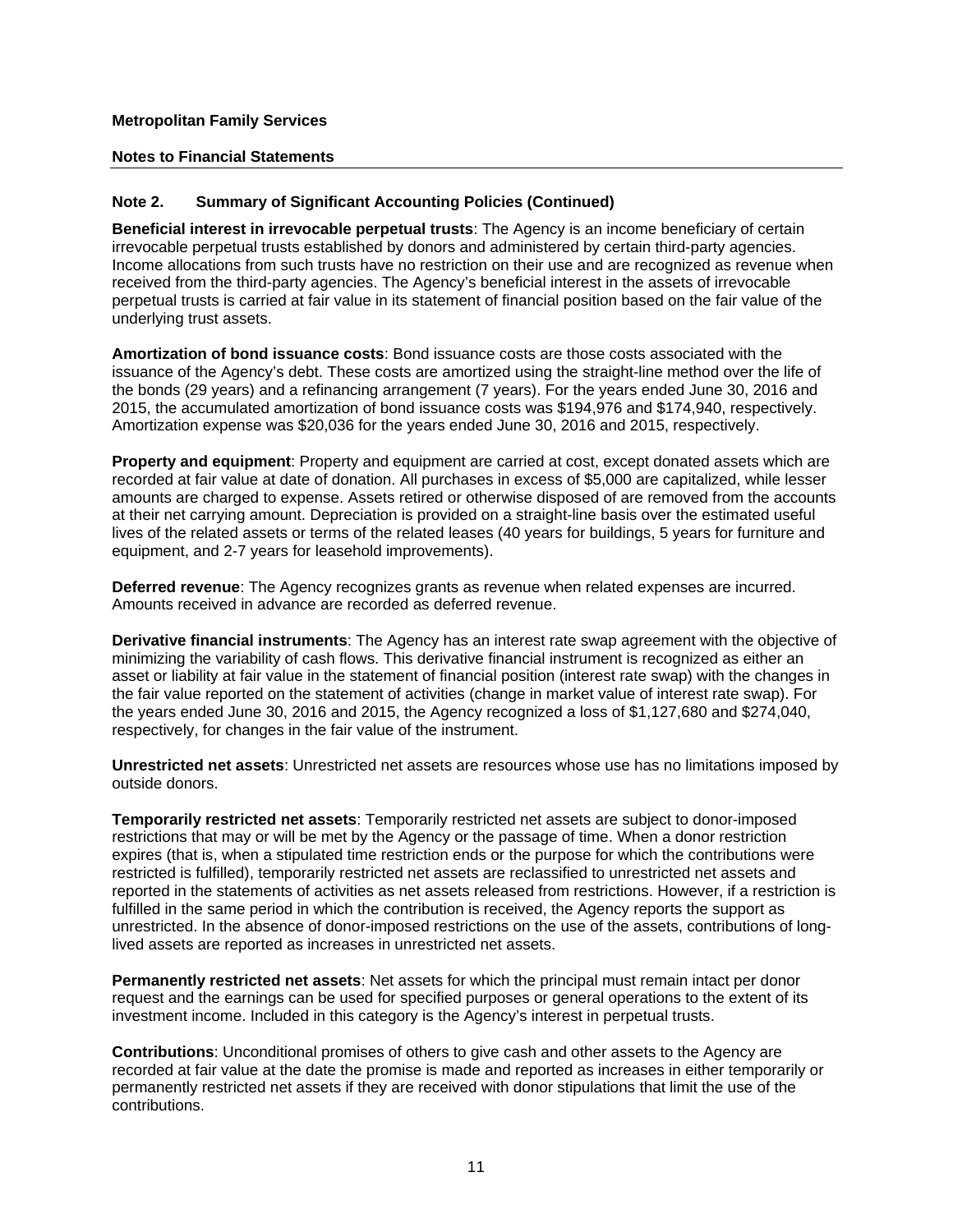**Metropolitan Family Services**

**Notes to Financial Statements**

---

### Note 2. Summary of Significant Accounting Policies (Continued)

**Beneficial interest in irrevocable perpetual trusts**: The Agency is an income beneficiary of certain irrevocable perpetual trusts established by donors and administered by certain third-party agencies. Income allocations from such trusts have no restriction on their use and are recognized as revenue when received from the third-party agencies. The Agency's beneficial interest in the assets of irrevocable perpetual trusts is carried at fair value in its statement of financial position based on the fair value of the underlying trust assets.

**Amortization of bond issuance costs**: Bond issuance costs are those costs associated with the issuance of the Agency's debt. These costs are amortized using the straight-line method over the life of the bonds (29 years) and a refinancing arrangement (7 years). For the years ended June 30, 2016 and 2015, the accumulated amortization of bond issuance costs was $194,976 and $174,940, respectively. Amortization expense was $20,036 for the years ended June 30, 2016 and 2015, respectively.

**Property and equipment**: Property and equipment are carried at cost, except donated assets which are recorded at fair value at date of donation. All purchases in excess of $5,000 are capitalized, while lesser amounts are charged to expense. Assets retired or otherwise disposed of are removed from the accounts at their net carrying amount. Depreciation is provided on a straight-line basis over the estimated useful lives of the related assets or terms of the related leases (40 years for buildings, 5 years for furniture and equipment, and 2-7 years for leasehold improvements).

**Deferred revenue**: The Agency recognizes grants as revenue when related expenses are incurred. Amounts received in advance are recorded as deferred revenue.

**Derivative financial instruments**: The Agency has an interest rate swap agreement with the objective of minimizing the variability of cash flows. This derivative financial instrument is recognized as either an asset or liability at fair value in the statement of financial position (interest rate swap) with the changes in the fair value reported on the statement of activities (change in market value of interest rate swap). For the years ended June 30, 2016 and 2015, the Agency recognized a loss of $1,127,680 and $274,040, respectively, for changes in the fair value of the instrument.

**Unrestricted net assets**: Unrestricted net assets are resources whose use has no limitations imposed by outside donors.

**Temporarily restricted net assets**: Temporarily restricted net assets are subject to donor-imposed restrictions that may or will be met by the Agency or the passage of time. When a donor restriction expires (that is, when a stipulated time restriction ends or the purpose for which the contributions were restricted is fulfilled), temporarily restricted net assets are reclassified to unrestricted net assets and reported in the statements of activities as net assets released from restrictions. However, if a restriction is fulfilled in the same period in which the contribution is received, the Agency reports the support as unrestricted. In the absence of donor-imposed restrictions on the use of the assets, contributions of long-lived assets are reported as increases in unrestricted net assets.

**Permanently restricted net assets**: Net assets for which the principal must remain intact per donor request and the earnings can be used for specified purposes or general operations to the extent of its investment income. Included in this category is the Agency's interest in perpetual trusts.

**Contributions**: Unconditional promises of others to give cash and other assets to the Agency are recorded at fair value at the date the promise is made and reported as increases in either temporarily or permanently restricted net assets if they are received with donor stipulations that limit the use of the contributions.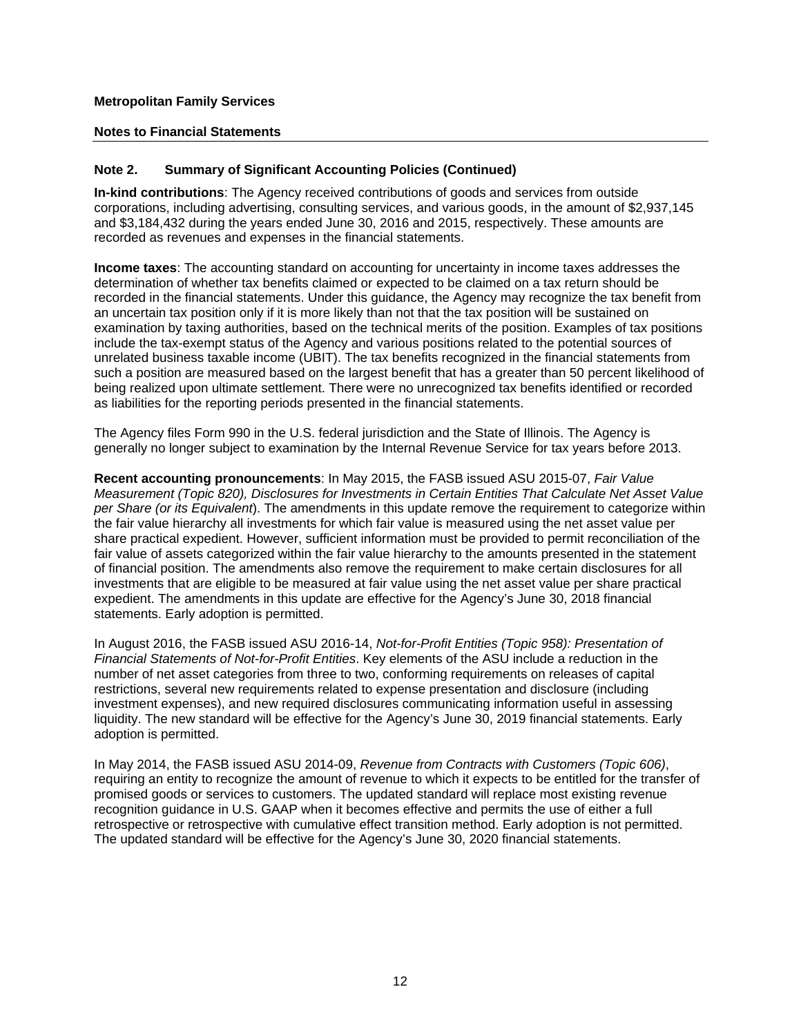**Metropolitan Family Services**

**Notes to Financial Statements**

## Note 2. Summary of Significant Accounting Policies (Continued)

**In-kind contributions**: The Agency received contributions of goods and services from outside corporations, including advertising, consulting services, and various goods, in the amount of $2,937,145 and $3,184,432 during the years ended June 30, 2016 and 2015, respectively. These amounts are recorded as revenues and expenses in the financial statements.

**Income taxes**: The accounting standard on accounting for uncertainty in income taxes addresses the determination of whether tax benefits claimed or expected to be claimed on a tax return should be recorded in the financial statements. Under this guidance, the Agency may recognize the tax benefit from an uncertain tax position only if it is more likely than not that the tax position will be sustained on examination by taxing authorities, based on the technical merits of the position. Examples of tax positions include the tax-exempt status of the Agency and various positions related to the potential sources of unrelated business taxable income (UBIT). The tax benefits recognized in the financial statements from such a position are measured based on the largest benefit that has a greater than 50 percent likelihood of being realized upon ultimate settlement. There were no unrecognized tax benefits identified or recorded as liabilities for the reporting periods presented in the financial statements.

The Agency files Form 990 in the U.S. federal jurisdiction and the State of Illinois. The Agency is generally no longer subject to examination by the Internal Revenue Service for tax years before 2013.

**Recent accounting pronouncements**: In May 2015, the FASB issued ASU 2015-07, *Fair Value Measurement (Topic 820), Disclosures for Investments in Certain Entities That Calculate Net Asset Value per Share (or its Equivalent*). The amendments in this update remove the requirement to categorize within the fair value hierarchy all investments for which fair value is measured using the net asset value per share practical expedient. However, sufficient information must be provided to permit reconciliation of the fair value of assets categorized within the fair value hierarchy to the amounts presented in the statement of financial position. The amendments also remove the requirement to make certain disclosures for all investments that are eligible to be measured at fair value using the net asset value per share practical expedient. The amendments in this update are effective for the Agency's June 30, 2018 financial statements. Early adoption is permitted.

In August 2016, the FASB issued ASU 2016-14, *Not-for-Profit Entities (Topic 958): Presentation of Financial Statements of Not-for-Profit Entities*. Key elements of the ASU include a reduction in the number of net asset categories from three to two, conforming requirements on releases of capital restrictions, several new requirements related to expense presentation and disclosure (including investment expenses), and new required disclosures communicating information useful in assessing liquidity. The new standard will be effective for the Agency's June 30, 2019 financial statements. Early adoption is permitted.

In May 2014, the FASB issued ASU 2014-09, *Revenue from Contracts with Customers (Topic 606)*, requiring an entity to recognize the amount of revenue to which it expects to be entitled for the transfer of promised goods or services to customers. The updated standard will replace most existing revenue recognition guidance in U.S. GAAP when it becomes effective and permits the use of either a full retrospective or retrospective with cumulative effect transition method. Early adoption is not permitted. The updated standard will be effective for the Agency's June 30, 2020 financial statements.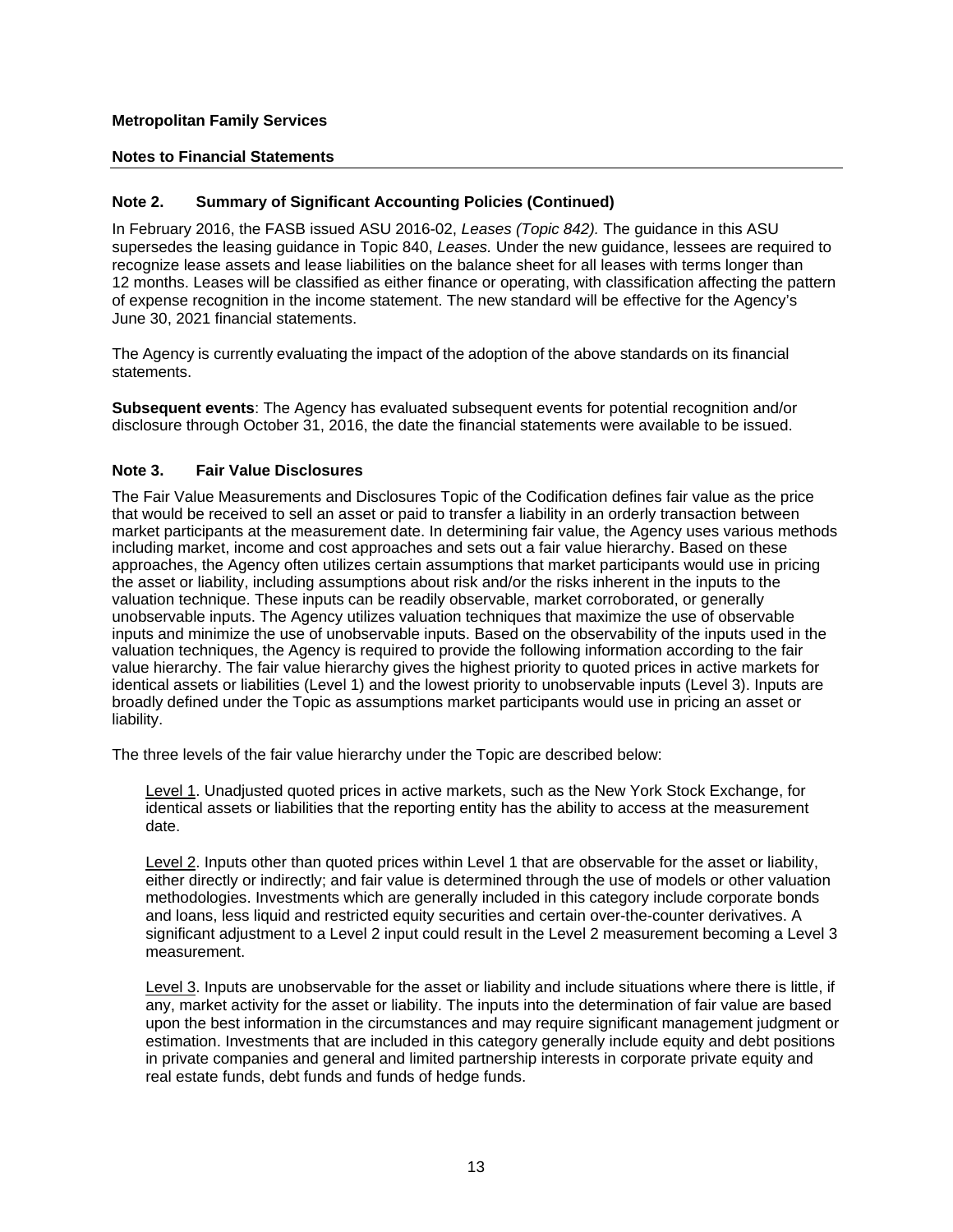**Metropolitan Family Services**

**Notes to Financial Statements**

## Note 2. Summary of Significant Accounting Policies (Continued)

In February 2016, the FASB issued ASU 2016-02, *Leases (Topic 842).* The guidance in this ASU supersedes the leasing guidance in Topic 840, *Leases.* Under the new guidance, lessees are required to recognize lease assets and lease liabilities on the balance sheet for all leases with terms longer than 12 months. Leases will be classified as either finance or operating, with classification affecting the pattern of expense recognition in the income statement. The new standard will be effective for the Agency's June 30, 2021 financial statements.

The Agency is currently evaluating the impact of the adoption of the above standards on its financial statements.

**Subsequent events**: The Agency has evaluated subsequent events for potential recognition and/or disclosure through October 31, 2016, the date the financial statements were available to be issued.

## Note 3. Fair Value Disclosures

The Fair Value Measurements and Disclosures Topic of the Codification defines fair value as the price that would be received to sell an asset or paid to transfer a liability in an orderly transaction between market participants at the measurement date. In determining fair value, the Agency uses various methods including market, income and cost approaches and sets out a fair value hierarchy. Based on these approaches, the Agency often utilizes certain assumptions that market participants would use in pricing the asset or liability, including assumptions about risk and/or the risks inherent in the inputs to the valuation technique. These inputs can be readily observable, market corroborated, or generally unobservable inputs. The Agency utilizes valuation techniques that maximize the use of observable inputs and minimize the use of unobservable inputs. Based on the observability of the inputs used in the valuation techniques, the Agency is required to provide the following information according to the fair value hierarchy. The fair value hierarchy gives the highest priority to quoted prices in active markets for identical assets or liabilities (Level 1) and the lowest priority to unobservable inputs (Level 3). Inputs are broadly defined under the Topic as assumptions market participants would use in pricing an asset or liability.

The three levels of the fair value hierarchy under the Topic are described below:

Level 1. Unadjusted quoted prices in active markets, such as the New York Stock Exchange, for identical assets or liabilities that the reporting entity has the ability to access at the measurement date.

Level 2. Inputs other than quoted prices within Level 1 that are observable for the asset or liability, either directly or indirectly; and fair value is determined through the use of models or other valuation methodologies. Investments which are generally included in this category include corporate bonds and loans, less liquid and restricted equity securities and certain over-the-counter derivatives. A significant adjustment to a Level 2 input could result in the Level 2 measurement becoming a Level 3 measurement.

Level 3. Inputs are unobservable for the asset or liability and include situations where there is little, if any, market activity for the asset or liability. The inputs into the determination of fair value are based upon the best information in the circumstances and may require significant management judgment or estimation. Investments that are included in this category generally include equity and debt positions in private companies and general and limited partnership interests in corporate private equity and real estate funds, debt funds and funds of hedge funds.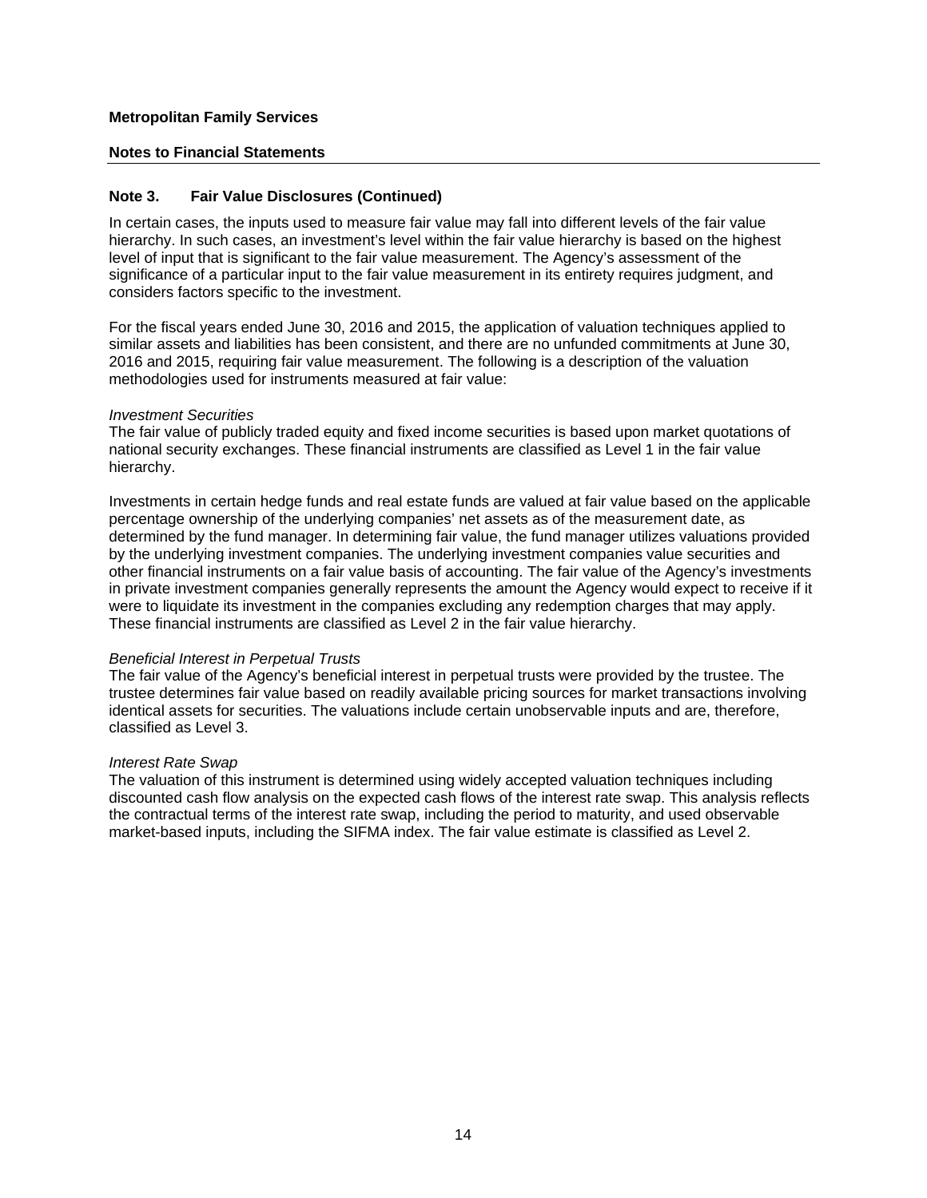**Metropolitan Family Services**

**Notes to Financial Statements**

### Note 3. Fair Value Disclosures (Continued)

In certain cases, the inputs used to measure fair value may fall into different levels of the fair value hierarchy. In such cases, an investment's level within the fair value hierarchy is based on the highest level of input that is significant to the fair value measurement. The Agency's assessment of the significance of a particular input to the fair value measurement in its entirety requires judgment, and considers factors specific to the investment.

For the fiscal years ended June 30, 2016 and 2015, the application of valuation techniques applied to similar assets and liabilities has been consistent, and there are no unfunded commitments at June 30, 2016 and 2015, requiring fair value measurement. The following is a description of the valuation methodologies used for instruments measured at fair value:

*Investment Securities*
The fair value of publicly traded equity and fixed income securities is based upon market quotations of national security exchanges. These financial instruments are classified as Level 1 in the fair value hierarchy.

Investments in certain hedge funds and real estate funds are valued at fair value based on the applicable percentage ownership of the underlying companies' net assets as of the measurement date, as determined by the fund manager. In determining fair value, the fund manager utilizes valuations provided by the underlying investment companies. The underlying investment companies value securities and other financial instruments on a fair value basis of accounting. The fair value of the Agency's investments in private investment companies generally represents the amount the Agency would expect to receive if it were to liquidate its investment in the companies excluding any redemption charges that may apply. These financial instruments are classified as Level 2 in the fair value hierarchy.

*Beneficial Interest in Perpetual Trusts*
The fair value of the Agency's beneficial interest in perpetual trusts were provided by the trustee. The trustee determines fair value based on readily available pricing sources for market transactions involving identical assets for securities. The valuations include certain unobservable inputs and are, therefore, classified as Level 3.

*Interest Rate Swap*
The valuation of this instrument is determined using widely accepted valuation techniques including discounted cash flow analysis on the expected cash flows of the interest rate swap. This analysis reflects the contractual terms of the interest rate swap, including the period to maturity, and used observable market-based inputs, including the SIFMA index. The fair value estimate is classified as Level 2.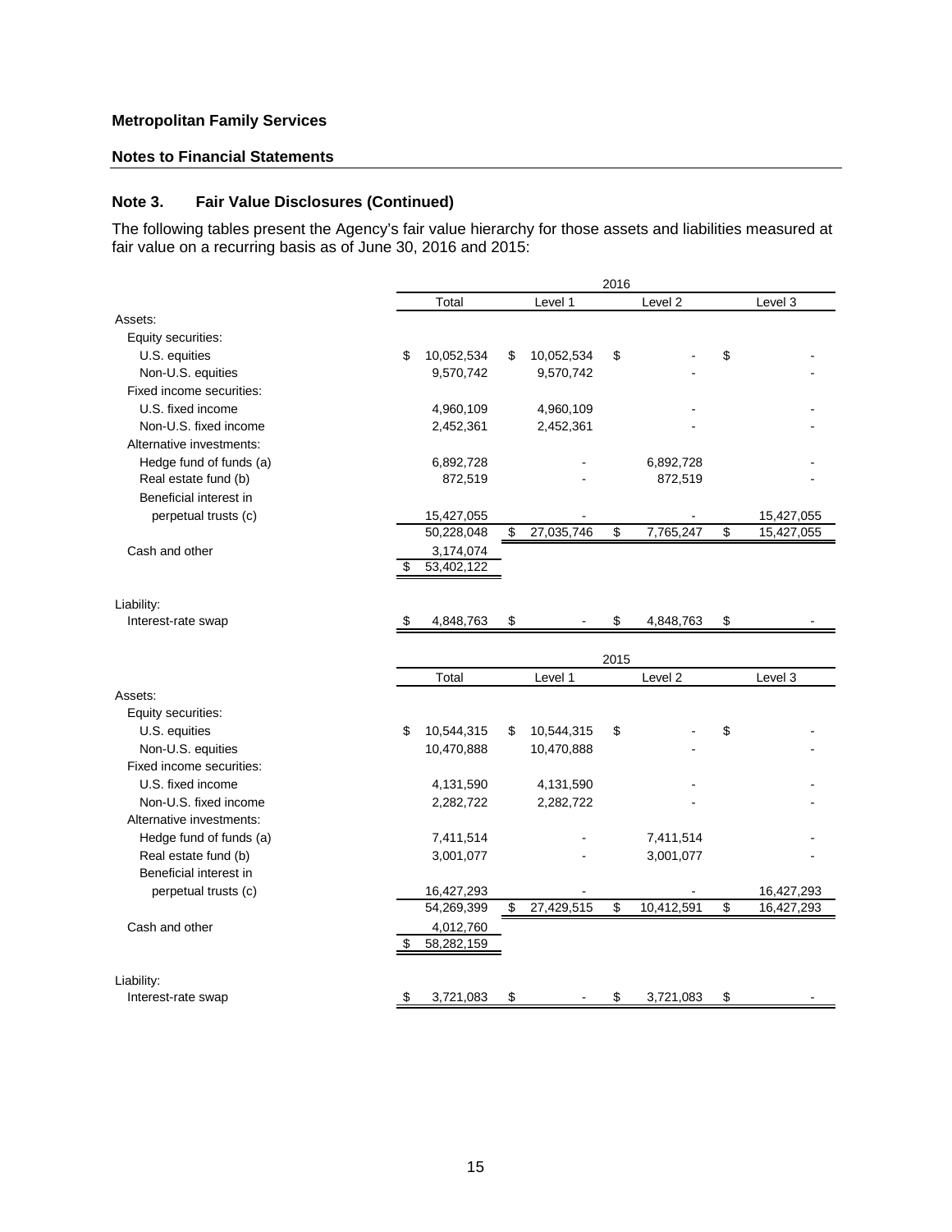**Metropolitan Family Services**

**Notes to Financial Statements**

### Note 3. Fair Value Disclosures (Continued)

The following tables present the Agency's fair value hierarchy for those assets and liabilities measured at fair value on a recurring basis as of June 30, 2016 and 2015:

| | 2016 | | | |
|---|---|---|---|---|
| | Total | Level 1 | Level 2 | Level 3 |
| Assets: | | | | |
| Equity securities: | | | | |
| U.S. equities | $ 10,052,534 | $ 10,052,534 | $ - | $ - |
| Non-U.S. equities | 9,570,742 | 9,570,742 | - | - |
| Fixed income securities: | | | | |
| U.S. fixed income | 4,960,109 | 4,960,109 | - | - |
| Non-U.S. fixed income | 2,452,361 | 2,452,361 | - | - |
| Alternative investments: | | | | |
| Hedge fund of funds (a) | 6,892,728 | - | 6,892,728 | - |
| Real estate fund (b) | 872,519 | - | 872,519 | - |
| Beneficial interest in perpetual trusts (c) | 15,427,055 | - | - | 15,427,055 |
| | 50,228,048 | $ 27,035,746 | $ 7,765,247 | $ 15,427,055 |
| Cash and other | 3,174,074 | | | |
| | $ 53,402,122 | | | |
| Liability: | | | | |
| Interest-rate swap | $ 4,848,763 | $ - | $ 4,848,763 | $ - |

| | 2015 | | | |
|---|---|---|---|---|
| | Total | Level 1 | Level 2 | Level 3 |
| Assets: | | | | |
| Equity securities: | | | | |
| U.S. equities | $ 10,544,315 | $ 10,544,315 | $ - | $ - |
| Non-U.S. equities | 10,470,888 | 10,470,888 | - | - |
| Fixed income securities: | | | | |
| U.S. fixed income | 4,131,590 | 4,131,590 | - | - |
| Non-U.S. fixed income | 2,282,722 | 2,282,722 | - | - |
| Alternative investments: | | | | |
| Hedge fund of funds (a) | 7,411,514 | - | 7,411,514 | - |
| Real estate fund (b) | 3,001,077 | - | 3,001,077 | - |
| Beneficial interest in perpetual trusts (c) | 16,427,293 | - | - | 16,427,293 |
| | 54,269,399 | $ 27,429,515 | $ 10,412,591 | $ 16,427,293 |
| Cash and other | 4,012,760 | | | |
| | $ 58,282,159 | | | |
| Liability: | | | | |
| Interest-rate swap | $ 3,721,083 | $ - | $ 3,721,083 | $ - |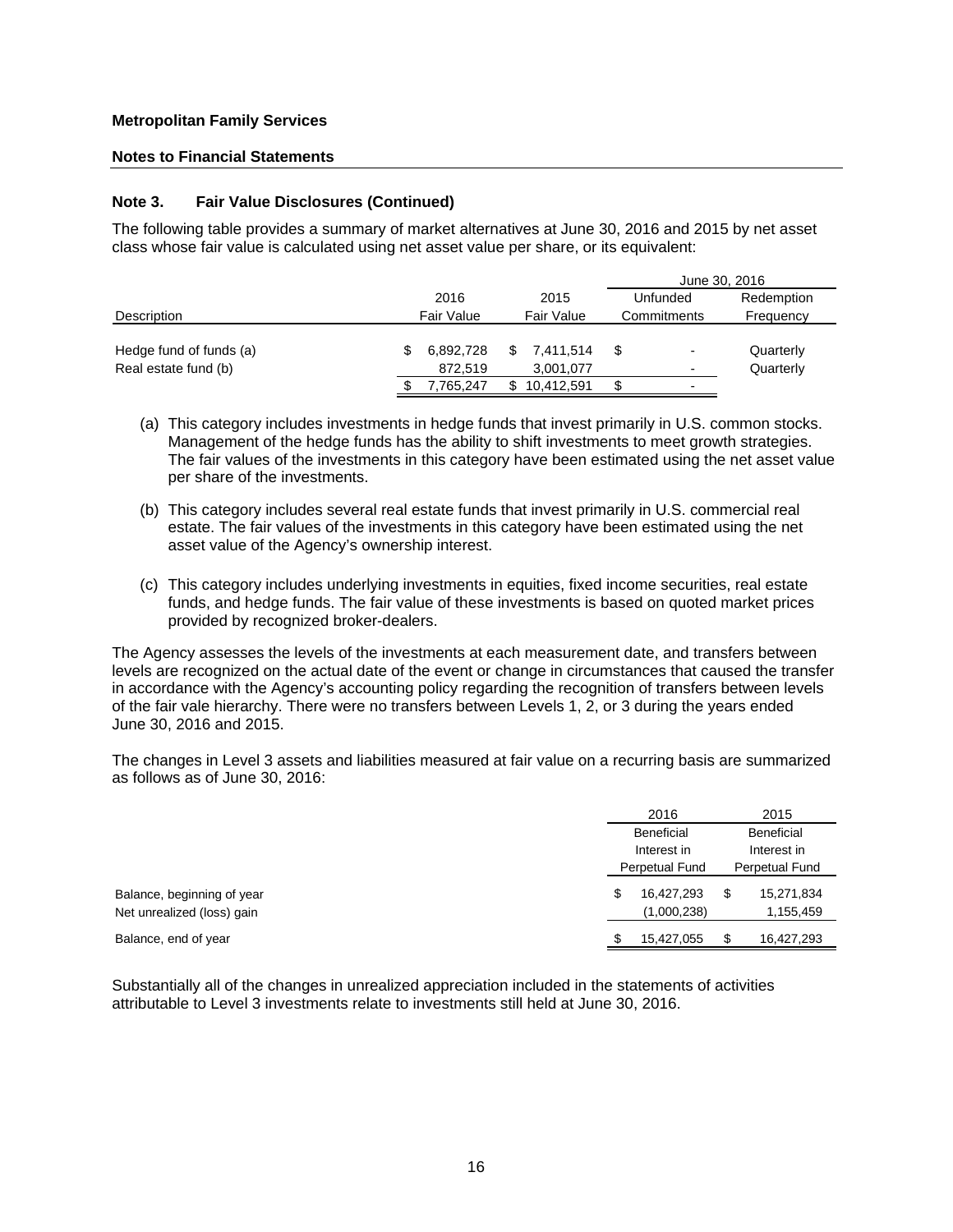**Metropolitan Family Services**

**Notes to Financial Statements**

### Note 3. Fair Value Disclosures (Continued)

The following table provides a summary of market alternatives at June 30, 2016 and 2015 by net asset class whose fair value is calculated using net asset value per share, or its equivalent:

| | | | June 30, 2016 | |
|---|---|---|---|---|
| Description | 2016 Fair Value | 2015 Fair Value | Unfunded Commitments | Redemption Frequency |
| Hedge fund of funds (a) | $ 6,892,728 | $ 7,411,514 | $ - | Quarterly |
| Real estate fund (b) | 872,519 | 3,001,077 | - | Quarterly |
| | $ 7,765,247 | $ 10,412,591 | $ - | |

(a) This category includes investments in hedge funds that invest primarily in U.S. common stocks. Management of the hedge funds has the ability to shift investments to meet growth strategies. The fair values of the investments in this category have been estimated using the net asset value per share of the investments.

(b) This category includes several real estate funds that invest primarily in U.S. commercial real estate. The fair values of the investments in this category have been estimated using the net asset value of the Agency's ownership interest.

(c) This category includes underlying investments in equities, fixed income securities, real estate funds, and hedge funds. The fair value of these investments is based on quoted market prices provided by recognized broker-dealers.

The Agency assesses the levels of the investments at each measurement date, and transfers between levels are recognized on the actual date of the event or change in circumstances that caused the transfer in accordance with the Agency's accounting policy regarding the recognition of transfers between levels of the fair vale hierarchy. There were no transfers between Levels 1, 2, or 3 during the years ended June 30, 2016 and 2015.

The changes in Level 3 assets and liabilities measured at fair value on a recurring basis are summarized as follows as of June 30, 2016:

| | 2016 Beneficial Interest in Perpetual Fund | 2015 Beneficial Interest in Perpetual Fund |
|---|---|---|
| Balance, beginning of year | $ 16,427,293 | $ 15,271,834 |
| Net unrealized (loss) gain | (1,000,238) | 1,155,459 |
| Balance, end of year | $ 15,427,055 | $ 16,427,293 |

Substantially all of the changes in unrealized appreciation included in the statements of activities attributable to Level 3 investments relate to investments still held at June 30, 2016.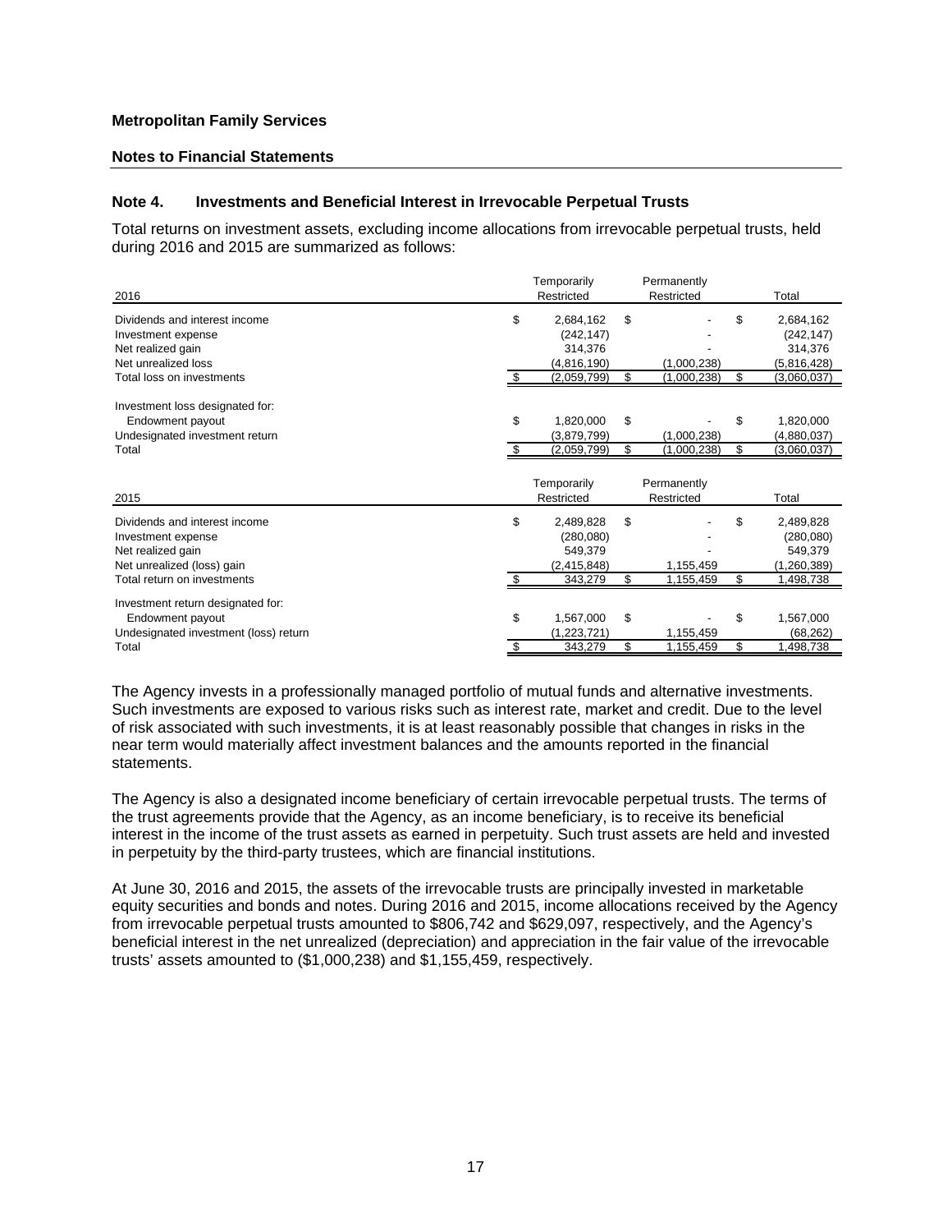**Metropolitan Family Services**

**Notes to Financial Statements**

### Note 4. Investments and Beneficial Interest in Irrevocable Perpetual Trusts

Total returns on investment assets, excluding income allocations from irrevocable perpetual trusts, held during 2016 and 2015 are summarized as follows:

| 2016 | Temporarily Restricted | Permanently Restricted | Total |
|---|---|---|---|
| Dividends and interest income | $ 2,684,162 | $ - | $ 2,684,162 |
| Investment expense | (242,147) | - | (242,147) |
| Net realized gain | 314,376 | - | 314,376 |
| Net unrealized loss | (4,816,190) | (1,000,238) | (5,816,428) |
| Total loss on investments | $ (2,059,799) | $ (1,000,238) | $ (3,060,037) |
| | | | |
| Investment loss designated for: | | | |
| Endowment payout | $ 1,820,000 | $ - | $ 1,820,000 |
| Undesignated investment return | (3,879,799) | (1,000,238) | (4,880,037) |
| Total | $ (2,059,799) | $ (1,000,238) | $ (3,060,037) |

| 2015 | Temporarily Restricted | Permanently Restricted | Total |
|---|---|---|---|
| Dividends and interest income | $ 2,489,828 | $ - | $ 2,489,828 |
| Investment expense | (280,080) | - | (280,080) |
| Net realized gain | 549,379 | - | 549,379 |
| Net unrealized (loss) gain | (2,415,848) | 1,155,459 | (1,260,389) |
| Total return on investments | $ 343,279 | $ 1,155,459 | $ 1,498,738 |
| | | | |
| Investment return designated for: | | | |
| Endowment payout | $ 1,567,000 | $ - | $ 1,567,000 |
| Undesignated investment (loss) return | (1,223,721) | 1,155,459 | (68,262) |
| Total | $ 343,279 | $ 1,155,459 | $ 1,498,738 |

The Agency invests in a professionally managed portfolio of mutual funds and alternative investments. Such investments are exposed to various risks such as interest rate, market and credit. Due to the level of risk associated with such investments, it is at least reasonably possible that changes in risks in the near term would materially affect investment balances and the amounts reported in the financial statements.

The Agency is also a designated income beneficiary of certain irrevocable perpetual trusts. The terms of the trust agreements provide that the Agency, as an income beneficiary, is to receive its beneficial interest in the income of the trust assets as earned in perpetuity. Such trust assets are held and invested in perpetuity by the third-party trustees, which are financial institutions.

At June 30, 2016 and 2015, the assets of the irrevocable trusts are principally invested in marketable equity securities and bonds and notes. During 2016 and 2015, income allocations received by the Agency from irrevocable perpetual trusts amounted to $806,742 and $629,097, respectively, and the Agency's beneficial interest in the net unrealized (depreciation) and appreciation in the fair value of the irrevocable trusts' assets amounted to ($1,000,238) and $1,155,459, respectively.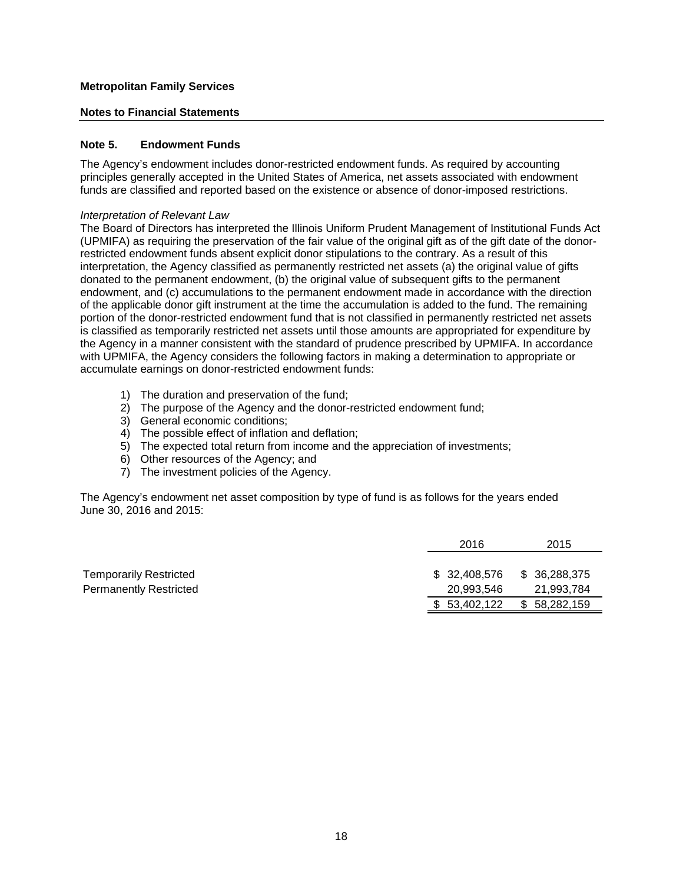**Metropolitan Family Services**

**Notes to Financial Statements**

## Note 5. Endowment Funds

The Agency's endowment includes donor-restricted endowment funds. As required by accounting principles generally accepted in the United States of America, net assets associated with endowment funds are classified and reported based on the existence or absence of donor-imposed restrictions.

*Interpretation of Relevant Law*

The Board of Directors has interpreted the Illinois Uniform Prudent Management of Institutional Funds Act (UPMIFA) as requiring the preservation of the fair value of the original gift as of the gift date of the donor-restricted endowment funds absent explicit donor stipulations to the contrary. As a result of this interpretation, the Agency classified as permanently restricted net assets (a) the original value of gifts donated to the permanent endowment, (b) the original value of subsequent gifts to the permanent endowment, and (c) accumulations to the permanent endowment made in accordance with the direction of the applicable donor gift instrument at the time the accumulation is added to the fund. The remaining portion of the donor-restricted endowment fund that is not classified in permanently restricted net assets is classified as temporarily restricted net assets until those amounts are appropriated for expenditure by the Agency in a manner consistent with the standard of prudence prescribed by UPMIFA. In accordance with UPMIFA, the Agency considers the following factors in making a determination to appropriate or accumulate earnings on donor-restricted endowment funds:

1) The duration and preservation of the fund;
2) The purpose of the Agency and the donor-restricted endowment fund;
3) General economic conditions;
4) The possible effect of inflation and deflation;
5) The expected total return from income and the appreciation of investments;
6) Other resources of the Agency; and
7) The investment policies of the Agency.

The Agency's endowment net asset composition by type of fund is as follows for the years ended June 30, 2016 and 2015:

| | 2016 | 2015 |
|---|---|---|
| Temporarily Restricted | $ 32,408,576 | $ 36,288,375 |
| Permanently Restricted | 20,993,546 | 21,993,784 |
| | $ 53,402,122 | $ 58,282,159 |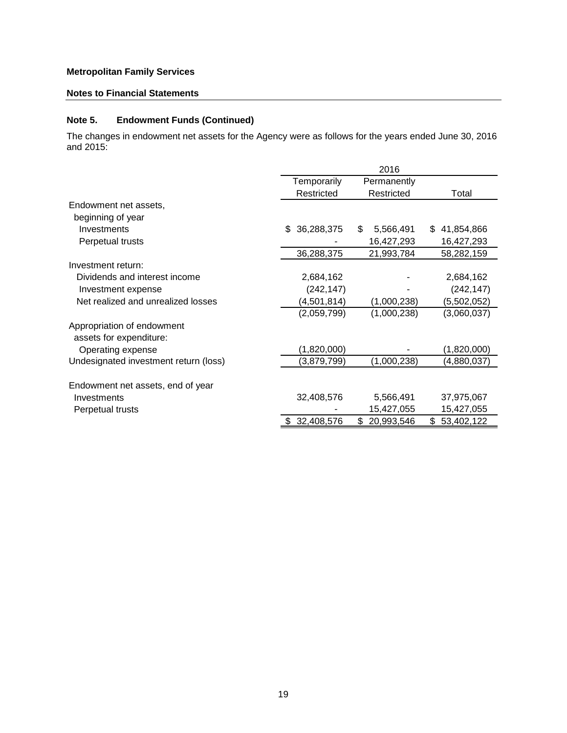**Metropolitan Family Services**

**Notes to Financial Statements**

## Note 5. Endowment Funds (Continued)

The changes in endowment net assets for the Agency were as follows for the years ended June 30, 2016 and 2015:

| | 2016 | | |
|---|---|---|---|
| | Temporarily Restricted | Permanently Restricted | Total |
| Endowment net assets, beginning of year | | | |
| Investments | $ 36,288,375 | $ 5,566,491 | $ 41,854,866 |
| Perpetual trusts | - | 16,427,293 | 16,427,293 |
| | 36,288,375 | 21,993,784 | 58,282,159 |
| Investment return: | | | |
| Dividends and interest income | 2,684,162 | - | 2,684,162 |
| Investment expense | (242,147) | - | (242,147) |
| Net realized and unrealized losses | (4,501,814) | (1,000,238) | (5,502,052) |
| | (2,059,799) | (1,000,238) | (3,060,037) |
| Appropriation of endowment assets for expenditure: | | | |
| Operating expense | (1,820,000) | - | (1,820,000) |
| Undesignated investment return (loss) | (3,879,799) | (1,000,238) | (4,880,037) |
| Endowment net assets, end of year | | | |
| Investments | 32,408,576 | 5,566,491 | 37,975,067 |
| Perpetual trusts | - | 15,427,055 | 15,427,055 |
| | $ 32,408,576 | $ 20,993,546 | $ 53,402,122 |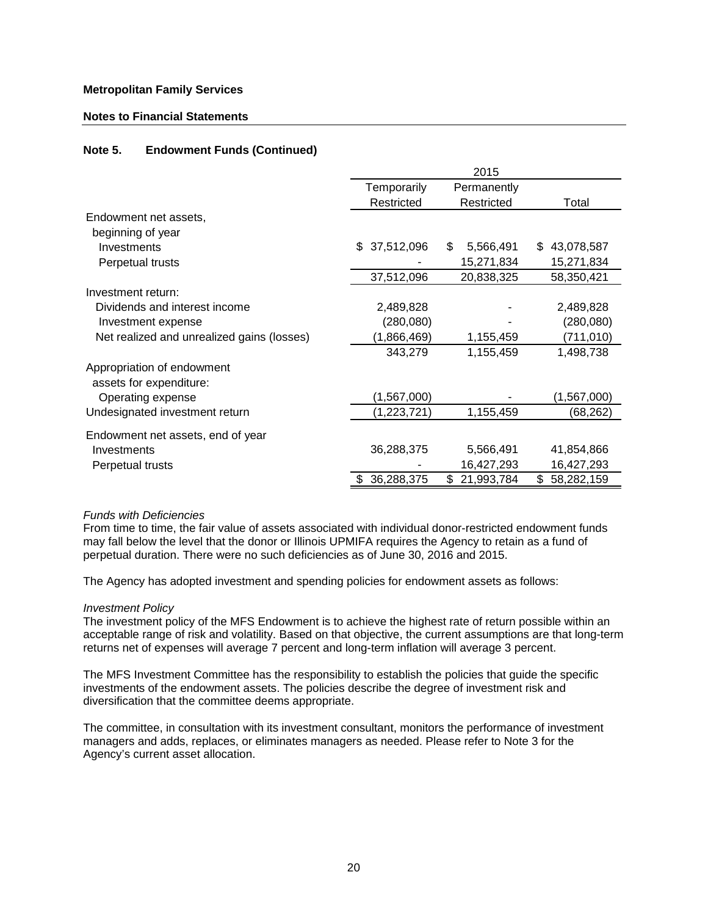**Metropolitan Family Services**

**Notes to Financial Statements**

### Note 5. Endowment Funds (Continued)

| | 2015 | | |
|---|---|---|---|
| | Temporarily Restricted | Permanently Restricted | Total |
| Endowment net assets, beginning of year | | | |
| Investments | $ 37,512,096 | $ 5,566,491 | $ 43,078,587 |
| Perpetual trusts | - | 15,271,834 | 15,271,834 |
| | 37,512,096 | 20,838,325 | 58,350,421 |
| Investment return: | | | |
| Dividends and interest income | 2,489,828 | - | 2,489,828 |
| Investment expense | (280,080) | - | (280,080) |
| Net realized and unrealized gains (losses) | (1,866,469) | 1,155,459 | (711,010) |
| | 343,279 | 1,155,459 | 1,498,738 |
| Appropriation of endowment assets for expenditure: | | | |
| Operating expense | (1,567,000) | - | (1,567,000) |
| Undesignated investment return | (1,223,721) | 1,155,459 | (68,262) |
| Endowment net assets, end of year | | | |
| Investments | 36,288,375 | 5,566,491 | 41,854,866 |
| Perpetual trusts | - | 16,427,293 | 16,427,293 |
| | $ 36,288,375 | $ 21,993,784 | $ 58,282,159 |

*Funds with Deficiencies*
From time to time, the fair value of assets associated with individual donor-restricted endowment funds may fall below the level that the donor or Illinois UPMIFA requires the Agency to retain as a fund of perpetual duration. There were no such deficiencies as of June 30, 2016 and 2015.

The Agency has adopted investment and spending policies for endowment assets as follows:

*Investment Policy*
The investment policy of the MFS Endowment is to achieve the highest rate of return possible within an acceptable range of risk and volatility. Based on that objective, the current assumptions are that long-term returns net of expenses will average 7 percent and long-term inflation will average 3 percent.

The MFS Investment Committee has the responsibility to establish the policies that guide the specific investments of the endowment assets. The policies describe the degree of investment risk and diversification that the committee deems appropriate.

The committee, in consultation with its investment consultant, monitors the performance of investment managers and adds, replaces, or eliminates managers as needed. Please refer to Note 3 for the Agency's current asset allocation.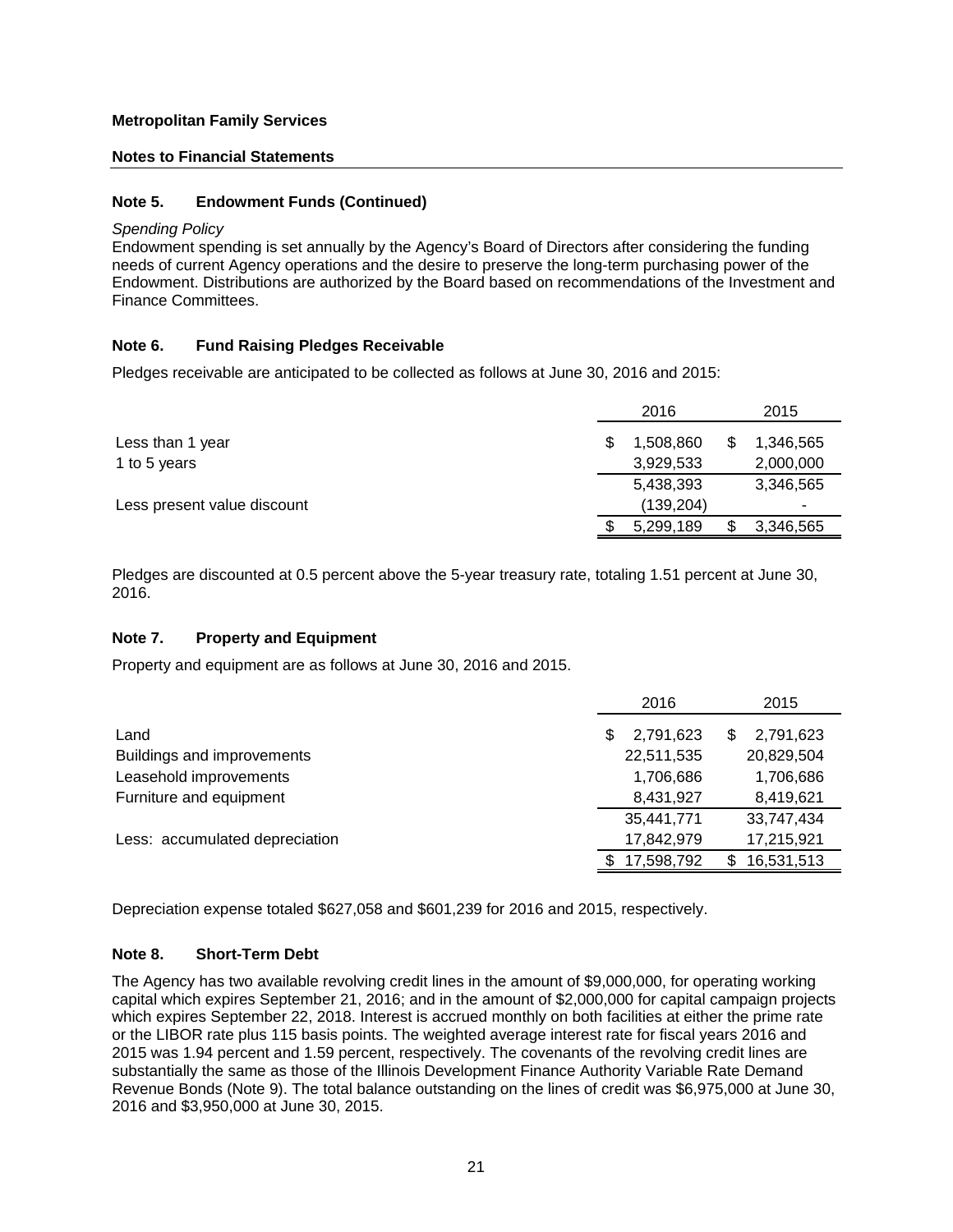**Metropolitan Family Services**

**Notes to Financial Statements**

## Note 5. Endowment Funds (Continued)

*Spending Policy*

Endowment spending is set annually by the Agency's Board of Directors after considering the funding needs of current Agency operations and the desire to preserve the long-term purchasing power of the Endowment. Distributions are authorized by the Board based on recommendations of the Investment and Finance Committees.

## Note 6. Fund Raising Pledges Receivable

Pledges receivable are anticipated to be collected as follows at June 30, 2016 and 2015:

| | 2016 | 2015 |
|---|---|---|
| Less than 1 year | $ 1,508,860 | $ 1,346,565 |
| 1 to 5 years | 3,929,533 | 2,000,000 |
| | 5,438,393 | 3,346,565 |
| Less present value discount | (139,204) | - |
| | $ 5,299,189 | $ 3,346,565 |

Pledges are discounted at 0.5 percent above the 5-year treasury rate, totaling 1.51 percent at June 30, 2016.

## Note 7. Property and Equipment

Property and equipment are as follows at June 30, 2016 and 2015.

| | 2016 | 2015 |
|---|---|---|
| Land | $ 2,791,623 | $ 2,791,623 |
| Buildings and improvements | 22,511,535 | 20,829,504 |
| Leasehold improvements | 1,706,686 | 1,706,686 |
| Furniture and equipment | 8,431,927 | 8,419,621 |
| | 35,441,771 | 33,747,434 |
| Less: accumulated depreciation | 17,842,979 | 17,215,921 |
| | $ 17,598,792 | $ 16,531,513 |

Depreciation expense totaled $627,058 and $601,239 for 2016 and 2015, respectively.

## Note 8. Short-Term Debt

The Agency has two available revolving credit lines in the amount of $9,000,000, for operating working capital which expires September 21, 2016; and in the amount of $2,000,000 for capital campaign projects which expires September 22, 2018. Interest is accrued monthly on both facilities at either the prime rate or the LIBOR rate plus 115 basis points. The weighted average interest rate for fiscal years 2016 and 2015 was 1.94 percent and 1.59 percent, respectively. The covenants of the revolving credit lines are substantially the same as those of the Illinois Development Finance Authority Variable Rate Demand Revenue Bonds (Note 9). The total balance outstanding on the lines of credit was $6,975,000 at June 30, 2016 and $3,950,000 at June 30, 2015.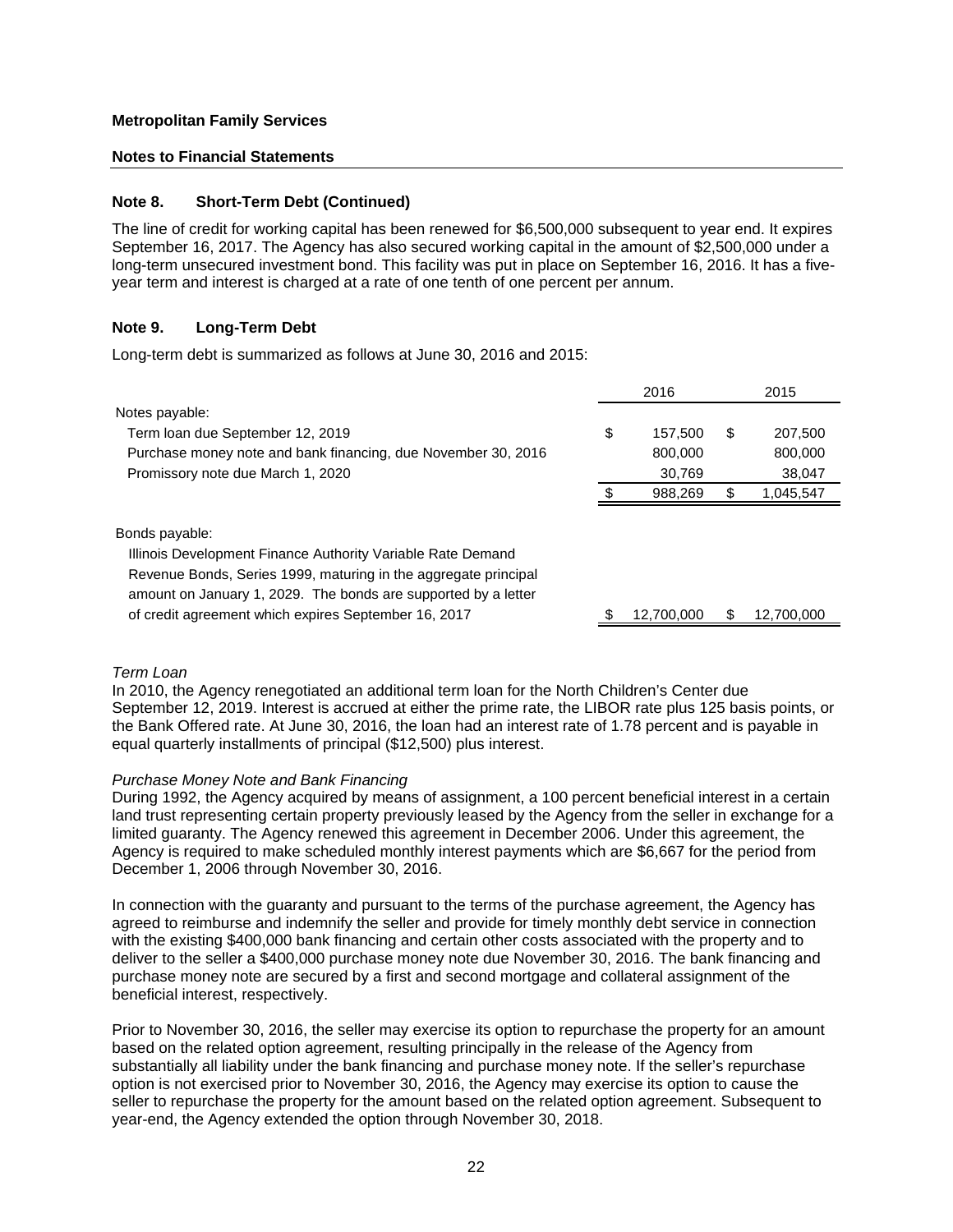**Metropolitan Family Services**

**Notes to Financial Statements**

### Note 8. Short-Term Debt (Continued)

The line of credit for working capital has been renewed for $6,500,000 subsequent to year end. It expires September 16, 2017. The Agency has also secured working capital in the amount of $2,500,000 under a long-term unsecured investment bond. This facility was put in place on September 16, 2016. It has a five-year term and interest is charged at a rate of one tenth of one percent per annum.

### Note 9. Long-Term Debt

Long-term debt is summarized as follows at June 30, 2016 and 2015:

| | 2016 | 2015 |
|---|---|---|
| Notes payable: | | |
| Term loan due September 12, 2019 | $ 157,500 | $ 207,500 |
| Purchase money note and bank financing, due November 30, 2016 | 800,000 | 800,000 |
| Promissory note due March 1, 2020 | 30,769 | 38,047 |
| | $ 988,269 | $ 1,045,547 |
| Bonds payable: | | |
| Illinois Development Finance Authority Variable Rate Demand Revenue Bonds, Series 1999, maturing in the aggregate principal amount on January 1, 2029. The bonds are supported by a letter of credit agreement which expires September 16, 2017 | $ 12,700,000 | $ 12,700,000 |

*Term Loan*

In 2010, the Agency renegotiated an additional term loan for the North Children's Center due September 12, 2019. Interest is accrued at either the prime rate, the LIBOR rate plus 125 basis points, or the Bank Offered rate. At June 30, 2016, the loan had an interest rate of 1.78 percent and is payable in equal quarterly installments of principal ($12,500) plus interest.

*Purchase Money Note and Bank Financing*

During 1992, the Agency acquired by means of assignment, a 100 percent beneficial interest in a certain land trust representing certain property previously leased by the Agency from the seller in exchange for a limited guaranty. The Agency renewed this agreement in December 2006. Under this agreement, the Agency is required to make scheduled monthly interest payments which are $6,667 for the period from December 1, 2006 through November 30, 2016.

In connection with the guaranty and pursuant to the terms of the purchase agreement, the Agency has agreed to reimburse and indemnify the seller and provide for timely monthly debt service in connection with the existing $400,000 bank financing and certain other costs associated with the property and to deliver to the seller a $400,000 purchase money note due November 30, 2016. The bank financing and purchase money note are secured by a first and second mortgage and collateral assignment of the beneficial interest, respectively.

Prior to November 30, 2016, the seller may exercise its option to repurchase the property for an amount based on the related option agreement, resulting principally in the release of the Agency from substantially all liability under the bank financing and purchase money note. If the seller's repurchase option is not exercised prior to November 30, 2016, the Agency may exercise its option to cause the seller to repurchase the property for the amount based on the related option agreement. Subsequent to year-end, the Agency extended the option through November 30, 2018.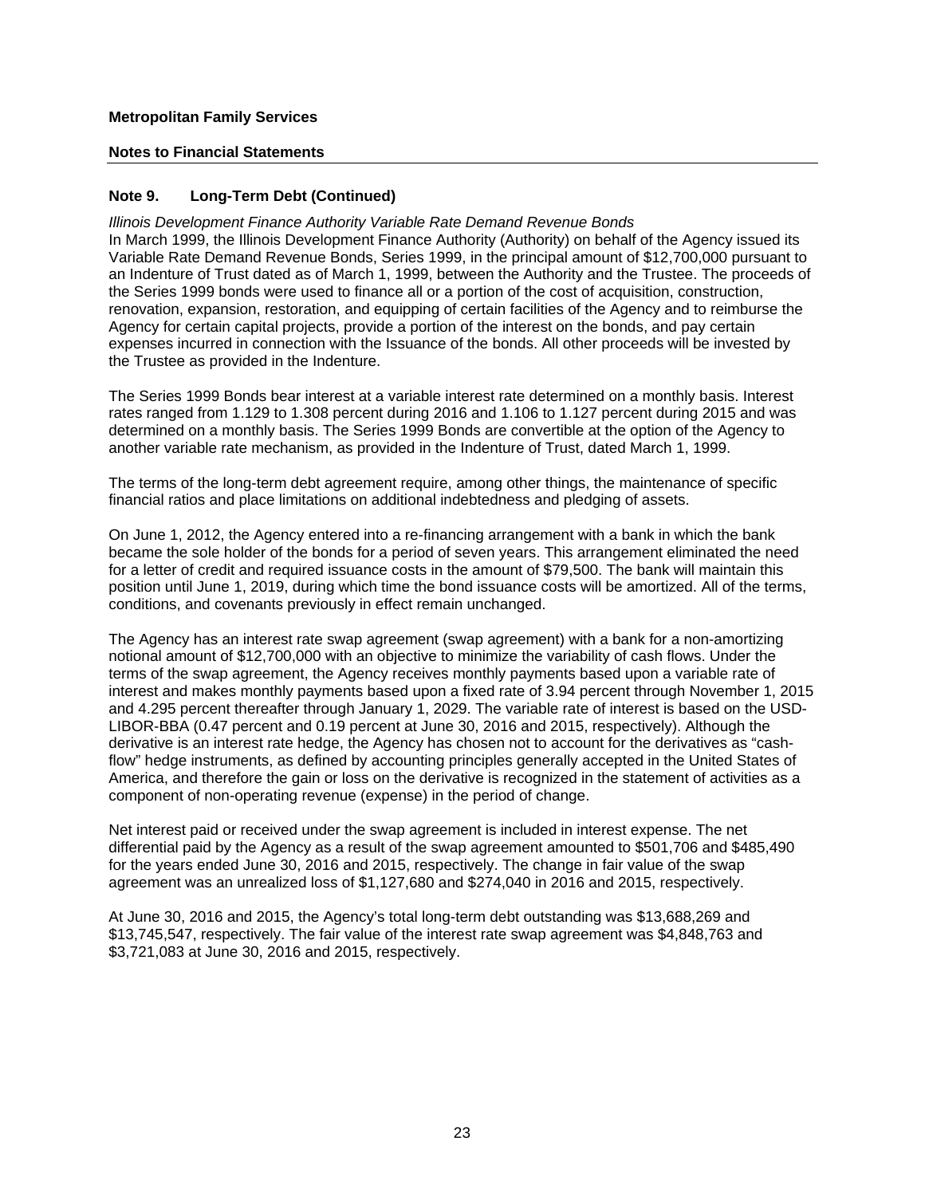**Metropolitan Family Services**

**Notes to Financial Statements**

## Note 9. Long-Term Debt (Continued)

*Illinois Development Finance Authority Variable Rate Demand Revenue Bonds*

In March 1999, the Illinois Development Finance Authority (Authority) on behalf of the Agency issued its Variable Rate Demand Revenue Bonds, Series 1999, in the principal amount of $12,700,000 pursuant to an Indenture of Trust dated as of March 1, 1999, between the Authority and the Trustee. The proceeds of the Series 1999 bonds were used to finance all or a portion of the cost of acquisition, construction, renovation, expansion, restoration, and equipping of certain facilities of the Agency and to reimburse the Agency for certain capital projects, provide a portion of the interest on the bonds, and pay certain expenses incurred in connection with the Issuance of the bonds. All other proceeds will be invested by the Trustee as provided in the Indenture.

The Series 1999 Bonds bear interest at a variable interest rate determined on a monthly basis. Interest rates ranged from 1.129 to 1.308 percent during 2016 and 1.106 to 1.127 percent during 2015 and was determined on a monthly basis. The Series 1999 Bonds are convertible at the option of the Agency to another variable rate mechanism, as provided in the Indenture of Trust, dated March 1, 1999.

The terms of the long-term debt agreement require, among other things, the maintenance of specific financial ratios and place limitations on additional indebtedness and pledging of assets.

On June 1, 2012, the Agency entered into a re-financing arrangement with a bank in which the bank became the sole holder of the bonds for a period of seven years. This arrangement eliminated the need for a letter of credit and required issuance costs in the amount of $79,500. The bank will maintain this position until June 1, 2019, during which time the bond issuance costs will be amortized. All of the terms, conditions, and covenants previously in effect remain unchanged.

The Agency has an interest rate swap agreement (swap agreement) with a bank for a non-amortizing notional amount of $12,700,000 with an objective to minimize the variability of cash flows. Under the terms of the swap agreement, the Agency receives monthly payments based upon a variable rate of interest and makes monthly payments based upon a fixed rate of 3.94 percent through November 1, 2015 and 4.295 percent thereafter through January 1, 2029. The variable rate of interest is based on the USD-LIBOR-BBA (0.47 percent and 0.19 percent at June 30, 2016 and 2015, respectively). Although the derivative is an interest rate hedge, the Agency has chosen not to account for the derivatives as "cash-flow" hedge instruments, as defined by accounting principles generally accepted in the United States of America, and therefore the gain or loss on the derivative is recognized in the statement of activities as a component of non-operating revenue (expense) in the period of change.

Net interest paid or received under the swap agreement is included in interest expense. The net differential paid by the Agency as a result of the swap agreement amounted to $501,706 and $485,490 for the years ended June 30, 2016 and 2015, respectively. The change in fair value of the swap agreement was an unrealized loss of $1,127,680 and $274,040 in 2016 and 2015, respectively.

At June 30, 2016 and 2015, the Agency's total long-term debt outstanding was $13,688,269 and $13,745,547, respectively. The fair value of the interest rate swap agreement was $4,848,763 and $3,721,083 at June 30, 2016 and 2015, respectively.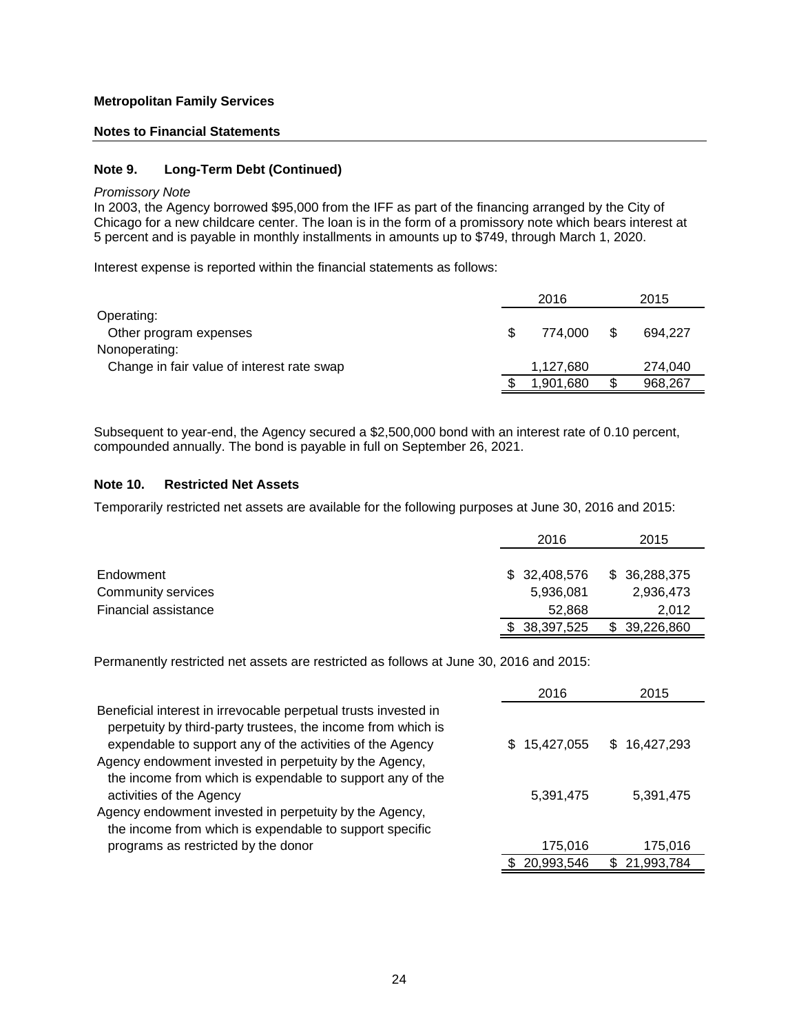**Metropolitan Family Services**

**Notes to Financial Statements**

## Note 9. Long-Term Debt (Continued)

*Promissory Note*

In 2003, the Agency borrowed $95,000 from the IFF as part of the financing arranged by the City of Chicago for a new childcare center. The loan is in the form of a promissory note which bears interest at 5 percent and is payable in monthly installments in amounts up to $749, through March 1, 2020.

Interest expense is reported within the financial statements as follows:

| | 2016 | 2015 |
|---|---|---|
| Operating: | | |
| Other program expenses | $ 774,000 | $ 694,227 |
| Nonoperating: | | |
| Change in fair value of interest rate swap | 1,127,680 | 274,040 |
| | $ 1,901,680 | $ 968,267 |

Subsequent to year-end, the Agency secured a $2,500,000 bond with an interest rate of 0.10 percent, compounded annually. The bond is payable in full on September 26, 2021.

## Note 10. Restricted Net Assets

Temporarily restricted net assets are available for the following purposes at June 30, 2016 and 2015:

| | 2016 | 2015 |
|---|---|---|
| Endowment | $ 32,408,576 | $ 36,288,375 |
| Community services | 5,936,081 | 2,936,473 |
| Financial assistance | 52,868 | 2,012 |
| | $ 38,397,525 | $ 39,226,860 |

Permanently restricted net assets are restricted as follows at June 30, 2016 and 2015:

| | 2016 | 2015 |
|---|---|---|
| Beneficial interest in irrevocable perpetual trusts invested in perpetuity by third-party trustees, the income from which is expendable to support any of the activities of the Agency | $ 15,427,055 | $ 16,427,293 |
| Agency endowment invested in perpetuity by the Agency, the income from which is expendable to support any of the activities of the Agency | 5,391,475 | 5,391,475 |
| Agency endowment invested in perpetuity by the Agency, the income from which is expendable to support specific programs as restricted by the donor | 175,016 | 175,016 |
| | $ 20,993,546 | $ 21,993,784 |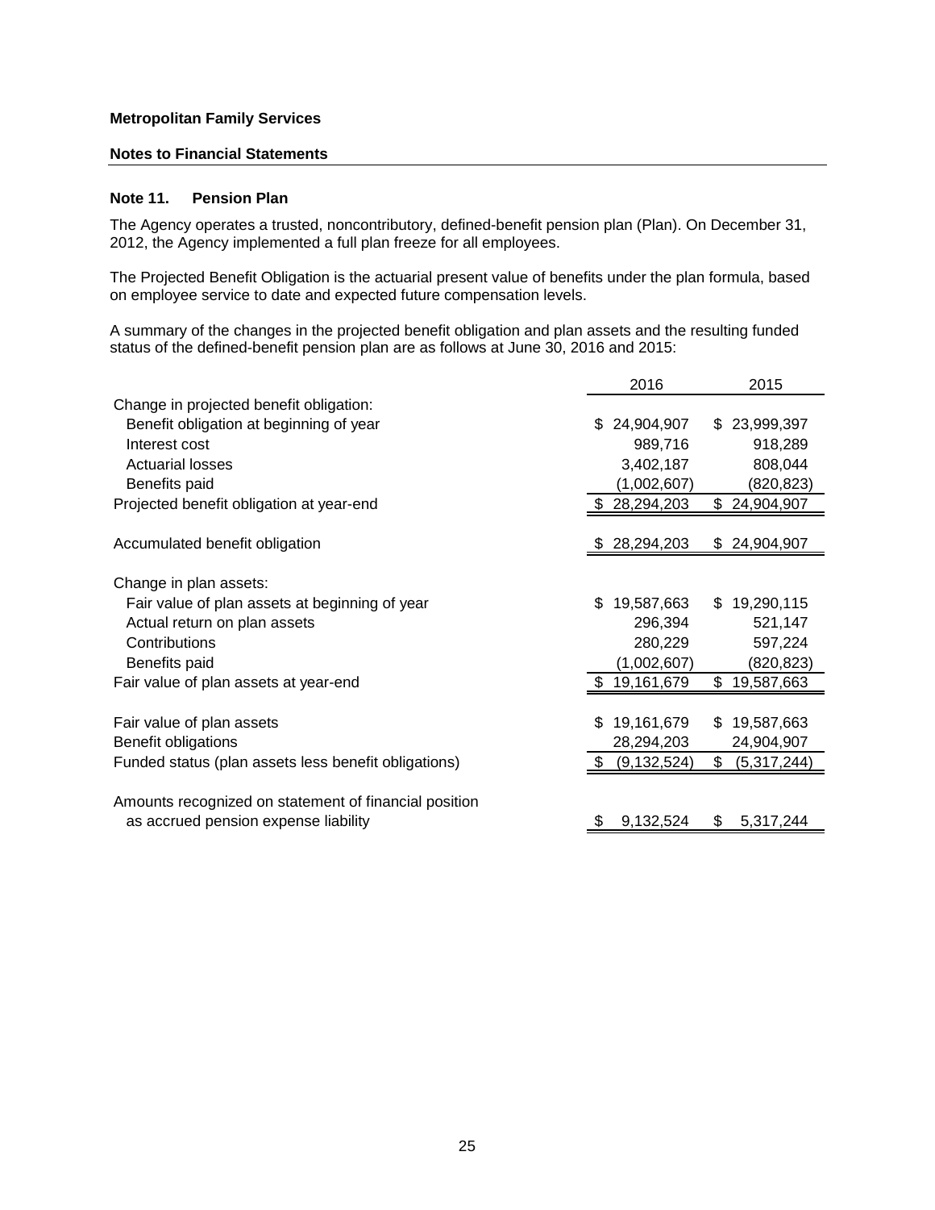**Metropolitan Family Services**

**Notes to Financial Statements**

### Note 11. Pension Plan

The Agency operates a trusted, noncontributory, defined-benefit pension plan (Plan). On December 31, 2012, the Agency implemented a full plan freeze for all employees.

The Projected Benefit Obligation is the actuarial present value of benefits under the plan formula, based on employee service to date and expected future compensation levels.

A summary of the changes in the projected benefit obligation and plan assets and the resulting funded status of the defined-benefit pension plan are as follows at June 30, 2016 and 2015:

| | 2016 | 2015 |
|---|---|---|
| Change in projected benefit obligation: | | |
| Benefit obligation at beginning of year | $ 24,904,907 | $ 23,999,397 |
| Interest cost | 989,716 | 918,289 |
| Actuarial losses | 3,402,187 | 808,044 |
| Benefits paid | (1,002,607) | (820,823) |
| Projected benefit obligation at year-end | $ 28,294,203 | $ 24,904,907 |
| | | |
| Accumulated benefit obligation | $ 28,294,203 | $ 24,904,907 |
| | | |
| Change in plan assets: | | |
| Fair value of plan assets at beginning of year | $ 19,587,663 | $ 19,290,115 |
| Actual return on plan assets | 296,394 | 521,147 |
| Contributions | 280,229 | 597,224 |
| Benefits paid | (1,002,607) | (820,823) |
| Fair value of plan assets at year-end | $ 19,161,679 | $ 19,587,663 |
| | | |
| Fair value of plan assets | $ 19,161,679 | $ 19,587,663 |
| Benefit obligations | 28,294,203 | 24,904,907 |
| Funded status (plan assets less benefit obligations) | $ (9,132,524) | $ (5,317,244) |
| | | |
| Amounts recognized on statement of financial position as accrued pension expense liability | $ 9,132,524 | $ 5,317,244 |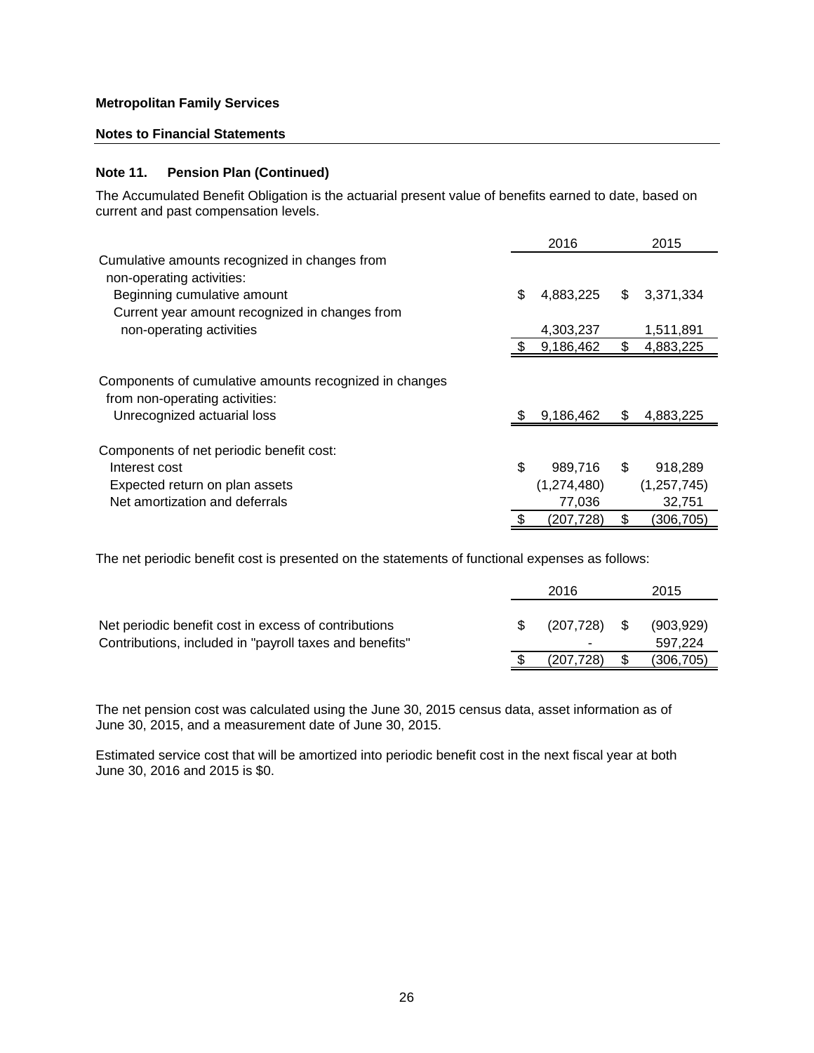**Metropolitan Family Services**

**Notes to Financial Statements**

### Note 11. Pension Plan (Continued)

The Accumulated Benefit Obligation is the actuarial present value of benefits earned to date, based on current and past compensation levels.

| | 2016 | 2015 |
|---|---|---|
| Cumulative amounts recognized in changes from non-operating activities: | | |
| Beginning cumulative amount | $ 4,883,225 | $ 3,371,334 |
| Current year amount recognized in changes from non-operating activities | 4,303,237 | 1,511,891 |
| | $ 9,186,462 | $ 4,883,225 |
| Components of cumulative amounts recognized in changes from non-operating activities: | | |
| Unrecognized actuarial loss | $ 9,186,462 | $ 4,883,225 |
| Components of net periodic benefit cost: | | |
| Interest cost | $ 989,716 | $ 918,289 |
| Expected return on plan assets | (1,274,480) | (1,257,745) |
| Net amortization and deferrals | 77,036 | 32,751 |
| | $ (207,728) | $ (306,705) |

The net periodic benefit cost is presented on the statements of functional expenses as follows:

| | 2016 | 2015 |
|---|---|---|
| Net periodic benefit cost in excess of contributions | $ (207,728) | $ (903,929) |
| Contributions, included in "payroll taxes and benefits" | - | 597,224 |
| | $ (207,728) | $ (306,705) |

The net pension cost was calculated using the June 30, 2015 census data, asset information as of June 30, 2015, and a measurement date of June 30, 2015.

Estimated service cost that will be amortized into periodic benefit cost in the next fiscal year at both June 30, 2016 and 2015 is $0.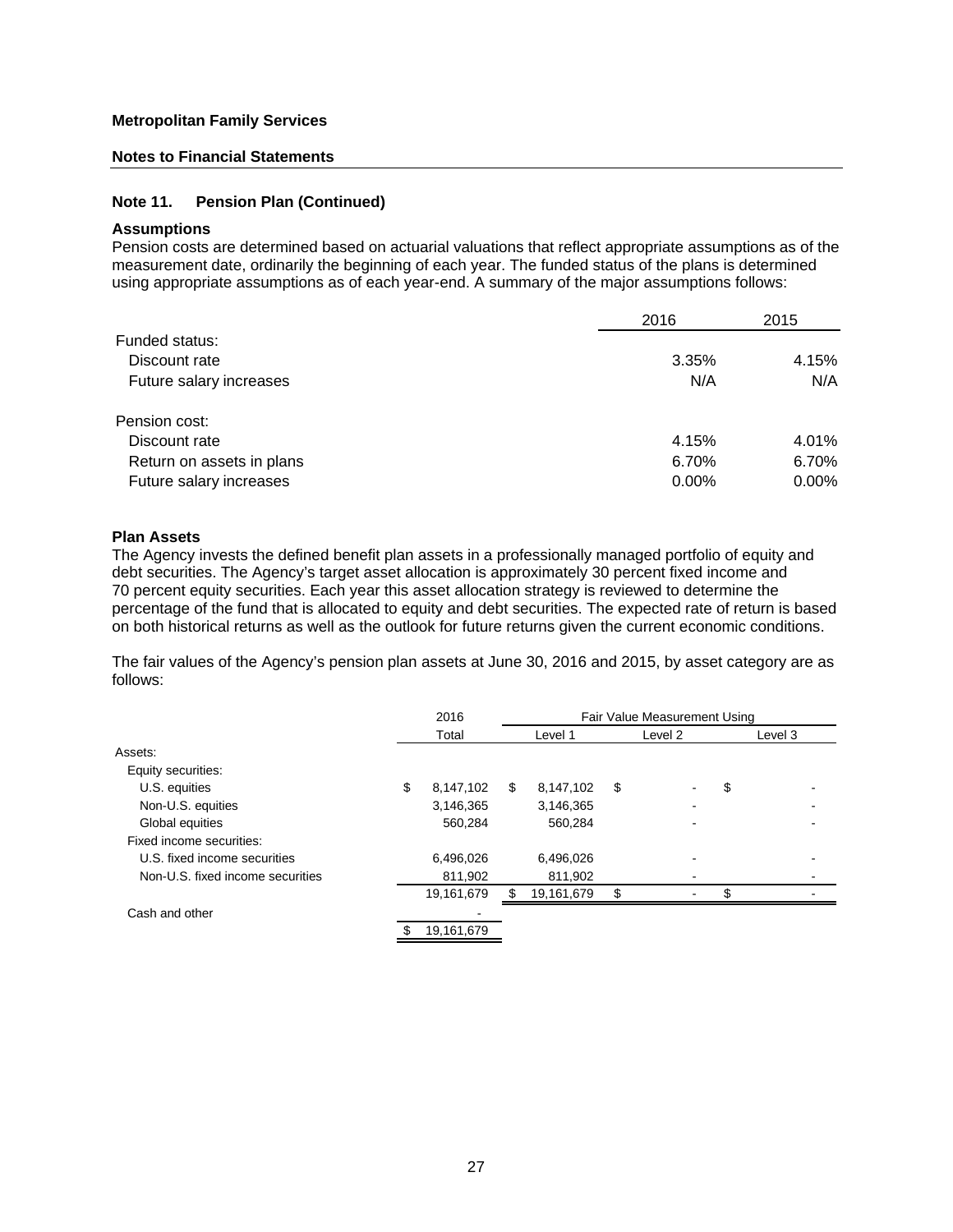**Metropolitan Family Services**

**Notes to Financial Statements**

### Note 11. Pension Plan (Continued)

**Assumptions**

Pension costs are determined based on actuarial valuations that reflect appropriate assumptions as of the measurement date, ordinarily the beginning of each year. The funded status of the plans is determined using appropriate assumptions as of each year-end. A summary of the major assumptions follows:

| | 2016 | 2015 |
|---|---|---|
| Funded status: | | |
| Discount rate | 3.35% | 4.15% |
| Future salary increases | N/A | N/A |
| Pension cost: | | |
| Discount rate | 4.15% | 4.01% |
| Return on assets in plans | 6.70% | 6.70% |
| Future salary increases | 0.00% | 0.00% |

**Plan Assets**

The Agency invests the defined benefit plan assets in a professionally managed portfolio of equity and debt securities. The Agency's target asset allocation is approximately 30 percent fixed income and 70 percent equity securities. Each year this asset allocation strategy is reviewed to determine the percentage of the fund that is allocated to equity and debt securities. The expected rate of return is based on both historical returns as well as the outlook for future returns given the current economic conditions.

The fair values of the Agency's pension plan assets at June 30, 2016 and 2015, by asset category are as follows:

| | 2016 | Fair Value Measurement Using | | |
|---|---|---|---|---|
| | Total | Level 1 | Level 2 | Level 3 |
| Assets: | | | | |
| Equity securities: | | | | |
| U.S. equities | $ 8,147,102 | $ 8,147,102 | $ - | $ - |
| Non-U.S. equities | 3,146,365 | 3,146,365 | - | - |
| Global equities | 560,284 | 560,284 | - | - |
| Fixed income securities: | | | | |
| U.S. fixed income securities | 6,496,026 | 6,496,026 | - | - |
| Non-U.S. fixed income securities | 811,902 | 811,902 | - | - |
| | 19,161,679 | $ 19,161,679 | $ - | $ - |
| Cash and other | - | | | |
| | $ 19,161,679 | | | |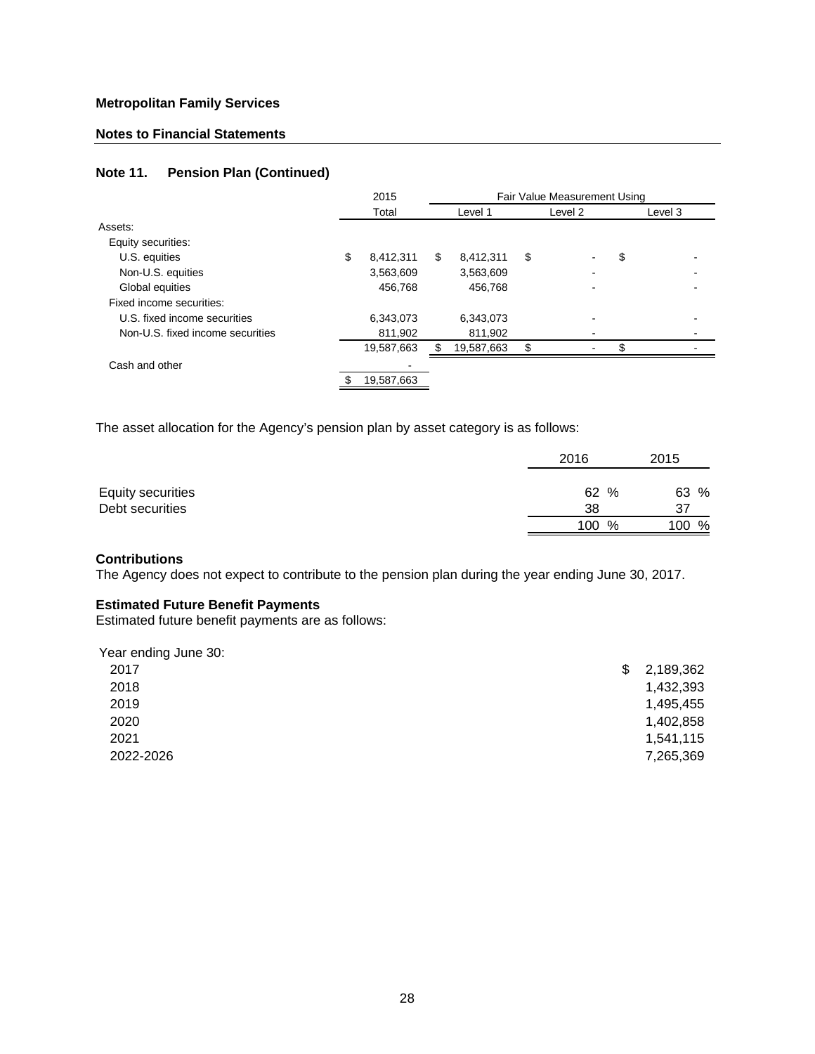**Metropolitan Family Services**

**Notes to Financial Statements**

### Note 11. Pension Plan (Continued)

| | 2015 | Fair Value Measurement Using | | |
|---|---|---|---|---|
| | Total | Level 1 | Level 2 | Level 3 |
| Assets: | | | | |
| Equity securities: | | | | |
| U.S. equities | $ 8,412,311 | $ 8,412,311 | $ - | $ - |
| Non-U.S. equities | 3,563,609 | 3,563,609 | - | - |
| Global equities | 456,768 | 456,768 | - | - |
| Fixed income securities: | | | | |
| U.S. fixed income securities | 6,343,073 | 6,343,073 | - | - |
| Non-U.S. fixed income securities | 811,902 | 811,902 | - | - |
| | 19,587,663 | $ 19,587,663 | $ - | $ - |
| Cash and other | - | | | |
| | $ 19,587,663 | | | |

The asset allocation for the Agency's pension plan by asset category is as follows:

| | 2016 | 2015 |
|---|---|---|
| Equity securities | 62 % | 63 % |
| Debt securities | 38 | 37 |
| | 100 % | 100 % |

**Contributions**

The Agency does not expect to contribute to the pension plan during the year ending June 30, 2017.

**Estimated Future Benefit Payments**

Estimated future benefit payments are as follows:

| Year ending June 30: | |
|---|---|
| 2017 | $ 2,189,362 |
| 2018 | 1,432,393 |
| 2019 | 1,495,455 |
| 2020 | 1,402,858 |
| 2021 | 1,541,115 |
| 2022-2026 | 7,265,369 |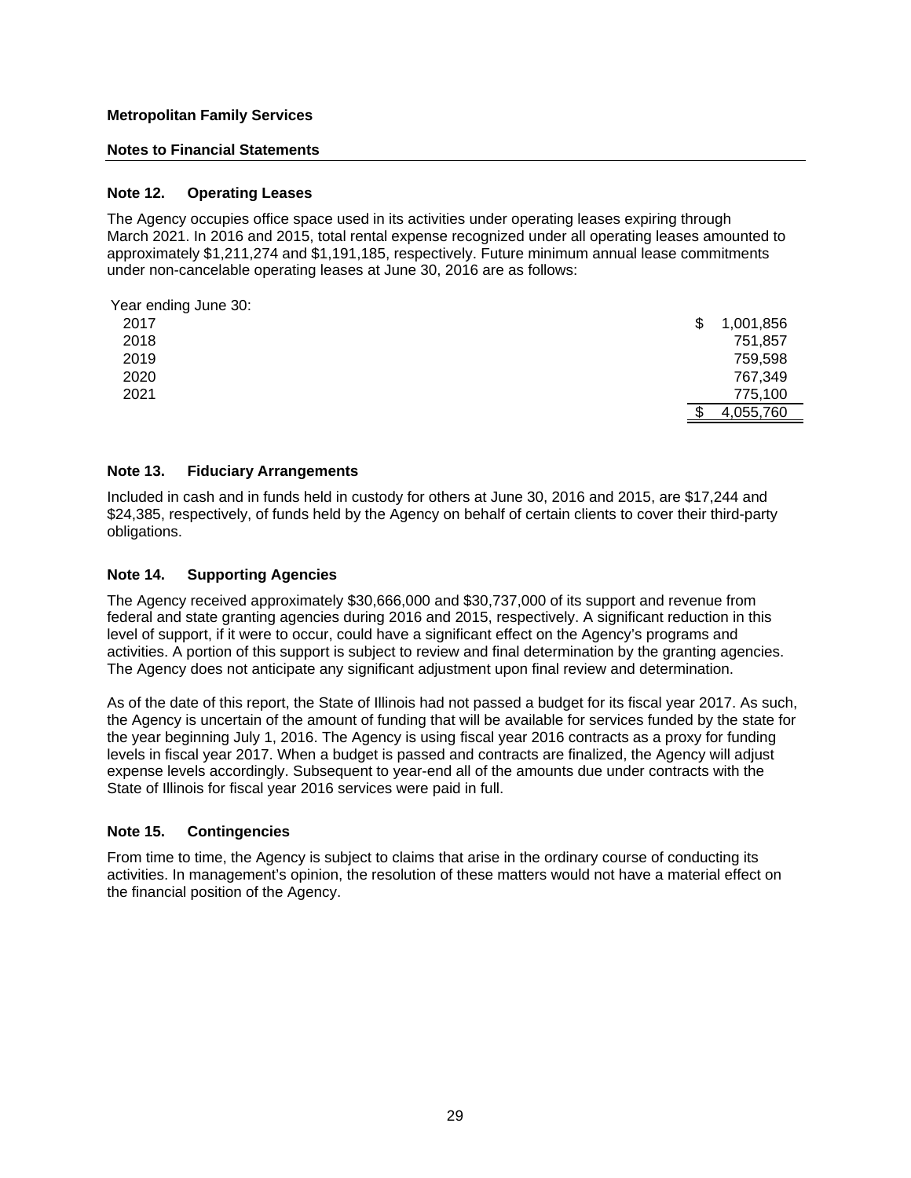**Metropolitan Family Services**

**Notes to Financial Statements**

### Note 12. Operating Leases

The Agency occupies office space used in its activities under operating leases expiring through March 2021. In 2016 and 2015, total rental expense recognized under all operating leases amounted to approximately $1,211,274 and $1,191,185, respectively. Future minimum annual lease commitments under non-cancelable operating leases at June 30, 2016 are as follows:

| | |
|---|---|
| Year ending June 30: | |
| 2017 | $ 1,001,856 |
| 2018 | 751,857 |
| 2019 | 759,598 |
| 2020 | 767,349 |
| 2021 | 775,100 |
| | $ 4,055,760 |

### Note 13. Fiduciary Arrangements

Included in cash and in funds held in custody for others at June 30, 2016 and 2015, are $17,244 and $24,385, respectively, of funds held by the Agency on behalf of certain clients to cover their third-party obligations.

### Note 14. Supporting Agencies

The Agency received approximately $30,666,000 and $30,737,000 of its support and revenue from federal and state granting agencies during 2016 and 2015, respectively. A significant reduction in this level of support, if it were to occur, could have a significant effect on the Agency's programs and activities. A portion of this support is subject to review and final determination by the granting agencies. The Agency does not anticipate any significant adjustment upon final review and determination.

As of the date of this report, the State of Illinois had not passed a budget for its fiscal year 2017. As such, the Agency is uncertain of the amount of funding that will be available for services funded by the state for the year beginning July 1, 2016. The Agency is using fiscal year 2016 contracts as a proxy for funding levels in fiscal year 2017. When a budget is passed and contracts are finalized, the Agency will adjust expense levels accordingly. Subsequent to year-end all of the amounts due under contracts with the State of Illinois for fiscal year 2016 services were paid in full.

### Note 15. Contingencies

From time to time, the Agency is subject to claims that arise in the ordinary course of conducting its activities. In management's opinion, the resolution of these matters would not have a material effect on the financial position of the Agency.